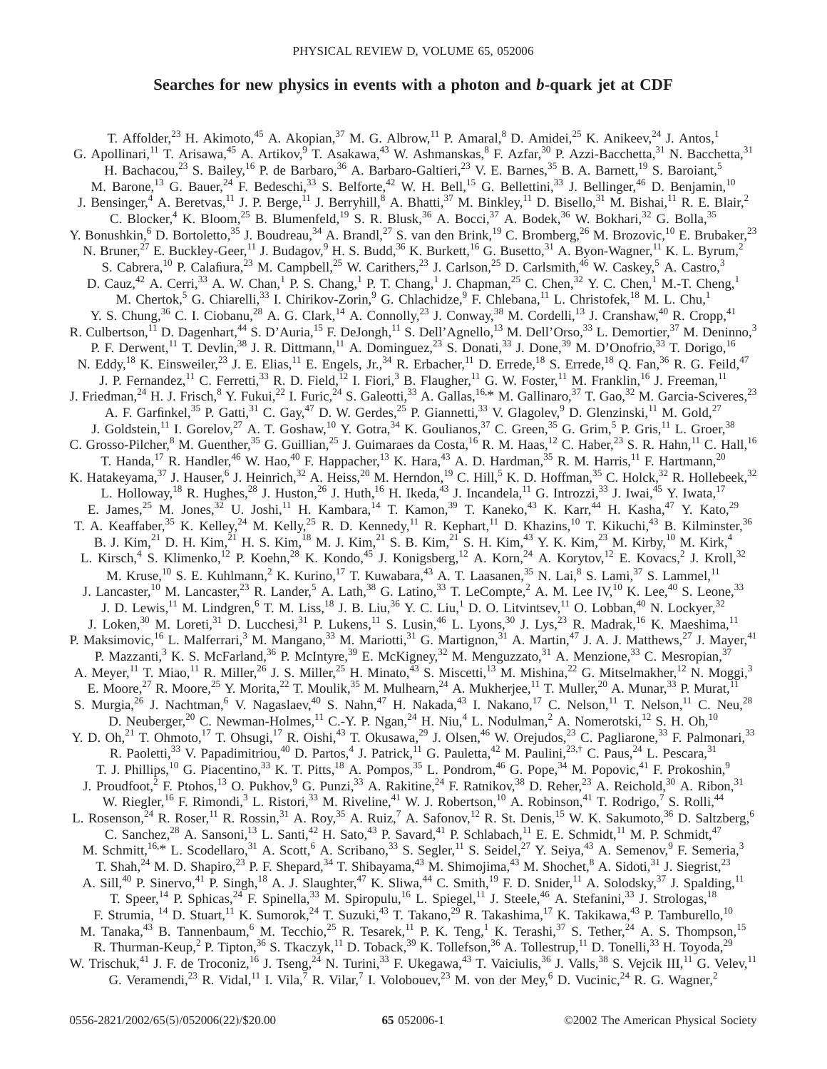# Searches for new physics in events with a photon and *b*-quark jet at CDF

T. Affolder,[23] H. Akimoto,[45] A. Akopian,[37] M. G. Albrow,[11] P. Amaral,[8] D. Amidei,[25] K. Anikeev,[24] J. Antos,[1] G. Apollinari,[11] T. Arisawa,[45] A. Artikov,[9] T. Asakawa,[43] W. Ashmanskas,[8] F. Azfar,[30] P. Azzi-Bacchetta,[31] N. Bacchetta,[31] H. Bachacou,[23] S. Bailey,[16] P. de Barbaro,[36] A. Barbaro-Galtieri,[23] V. E. Barnes,[35] B. A. Barnett,[19] S. Baroiant,[5] M. Barone,[13] G. Bauer,[24] F. Bedeschi,[33] S. Belforte,[42] W. H. Bell,[15] G. Bellettini,[33] J. Bellinger,[46] D. Benjamin,[10] J. Bensinger,[4] A. Beretvas,[11] J. P. Berge,[11] J. Berryhill,[8] A. Bhatti,[37] M. Binkley,[11] D. Bisello,[31] M. Bishai,[11] R. E. Blair,[2] C. Blocker,[4] K. Bloom,[25] B. Blumenfeld,[19] S. R. Blusk,[36] A. Bocci,[37] A. Bodek,[36] W. Bokhari,[32] G. Bolla,[35] Y. Bonushkin,[6] D. Bortoletto,[35] J. Boudreau,[34] A. Brandl,[27] S. van den Brink,[19] C. Bromberg,[26] M. Brozovic,[10] E. Brubaker,[23] N. Bruner,[27] E. Buckley-Geer,[11] J. Budagov,[9] H. S. Budd,[36] K. Burkett,[16] G. Busetto,[31] A. Byon-Wagner,[11] K. L. Byrum,[2] S. Cabrera,[10] P. Calafiura,[23] M. Campbell,[25] W. Carithers,[23] J. Carlson,[25] D. Carlsmith,[46] W. Caskey,[5] A. Castro,[3] D. Cauz,[42] A. Cerri,[33] A. W. Chan,[1] P. S. Chang,[1] P. T. Chang,[1] J. Chapman,[25] C. Chen,[32] Y. C. Chen,[1] M.-T. Cheng,[1] M. Chertok,[5] G. Chiarelli,[33] I. Chirikov-Zorin,[9] G. Chlachidze,[9] F. Chlebana,[11] L. Christofek,[18] M. L. Chu,[1] Y. S. Chung,[36] C. I. Ciobanu,[28] A. G. Clark,[14] A. Connolly,[23] J. Conway,[38] M. Cordelli,[13] J. Cranshaw,[40] R. Cropp,[41] R. Culbertson,[11] D. Dagenhart,[44] S. D'Auria,[15] F. DeJongh,[11] S. Dell'Agnello,[13] M. Dell'Orso,[33] L. Demortier,[37] M. Deninno,[3] P. F. Derwent,[11] T. Devlin,[38] J. R. Dittmann,[11] A. Dominguez,[23] S. Donati,[33] J. Done,[39] M. D'Onofrio,[33] T. Dorigo,[16] N. Eddy,[18] K. Einsweiler,[23] J. E. Elias,[11] E. Engels, Jr.,[34] R. Erbacher,[11] D. Errede,[18] S. Errede,[18] Q. Fan,[36] R. G. Feild,[47] J. P. Fernandez,[11] C. Ferretti,[33] R. D. Field,[12] I. Fiori,[3] B. Flaugher,[11] G. W. Foster,[11] M. Franklin,[16] J. Freeman,[11] J. Friedman,[24] H. J. Frisch,[8] Y. Fukui,[22] I. Furic,[24] S. Galeotti,[33] A. Gallas,[16,*] M. Gallinaro,[37] T. Gao,[32] M. Garcia-Sciveres,[23] A. F. Garfinkel,[35] P. Gatti,[31] C. Gay,[47] D. W. Gerdes,[25] P. Giannetti,[33] V. Glagolev,[9] D. Glenzinski,[11] M. Gold,[27] J. Goldstein,[11] I. Gorelov,[27] A. T. Goshaw,[10] Y. Gotra,[34] K. Goulianos,[37] C. Green,[35] G. Grim,[5] P. Gris,[11] L. Groer,[38] C. Grosso-Pilcher,[8] M. Guenther,[35] G. Guillian,[25] J. Guimaraes da Costa,[16] R. M. Haas,[12] C. Haber,[23] S. R. Hahn,[11] C. Hall,[16] T. Handa,[17] R. Handler,[46] W. Hao,[40] F. Happacher,[13] K. Hara,[43] A. D. Hardman,[35] R. M. Harris,[11] F. Hartmann,[20] K. Hatakeyama,[37] J. Hauser,[6] J. Heinrich,[32] A. Heiss,[20] M. Herndon,[19] C. Hill,[5] K. D. Hoffman,[35] C. Holck,[32] R. Hollebeek,[32] L. Holloway,[18] R. Hughes,[28] J. Huston,[26] J. Huth,[16] H. Ikeda,[43] J. Incandela,[11] G. Introzzi,[33] J. Iwai,[45] Y. Iwata,[17] E. James,[25] M. Jones,[32] U. Joshi,[11] H. Kambara,[14] T. Kamon,[39] T. Kaneko,[43] K. Karr,[44] H. Kasha,[47] Y. Kato,[29] T. A. Keaffaber,[35] K. Kelley,[24] M. Kelly,[25] R. D. Kennedy,[11] R. Kephart,[11] D. Khazins,[10] T. Kikuchi,[43] B. Kilminster,[36] B. J. Kim,[21] D. H. Kim,[21] H. S. Kim,[18] M. J. Kim,[21] S. B. Kim,[21] S. H. Kim,[43] Y. K. Kim,[23] M. Kirby,[10] M. Kirk,[4] L. Kirsch,[4] S. Klimenko,[12] P. Koehn,[28] K. Kondo,[45] J. Konigsberg,[12] A. Korn,[24] A. Korytov,[12] E. Kovacs,[2] J. Kroll,[32] M. Kruse,[10] S. E. Kuhlmann,[2] K. Kurino,[17] T. Kuwabara,[43] A. T. Laasanen,[35] N. Lai,[8] S. Lami,[37] S. Lammel,[11] J. Lancaster,[10] M. Lancaster,[23] R. Lander,[5] A. Lath,[38] G. Latino,[33] T. LeCompte,[2] A. M. Lee IV,[10] K. Lee,[40] S. Leone,[33] J. D. Lewis,[11] M. Lindgren,[6] T. M. Liss,[18] J. B. Liu,[36] Y. C. Liu,[1] D. O. Litvintsev,[11] O. Lobban,[40] N. Lockyer,[32] J. Loken,[30] M. Loreti,[31] D. Lucchesi,[31] P. Lukens,[11] S. Lusin,[46] L. Lyons,[30] J. Lys,[23] R. Madrak,[16] K. Maeshima,[11] P. Maksimovic,[16] L. Malferrari,[3] M. Mangano,[33] M. Mariotti,[31] G. Martignon,[31] A. Martin,[47] J. A. J. Matthews,[27] J. Mayer,[41] P. Mazzanti,[3] K. S. McFarland,[36] P. McIntyre,[39] E. McKigney,[32] M. Menguzzato,[31] A. Menzione,[33] C. Mesropian,[37] A. Meyer,[11] T. Miao,[11] R. Miller,[26] J. S. Miller,[25] H. Minato,[43] S. Miscetti,[13] M. Mishina,[22] G. Mitselmakher,[12] N. Moggi,[3] E. Moore,[27] R. Moore,[25] Y. Morita,[22] T. Moulik,[35] M. Mulhearn,[24] A. Mukherjee,[11] T. Muller,[20] A. Munar,[33] P. Murat,[11] S. Murgia,[26] J. Nachtman,[6] V. Nagaslaev,[40] S. Nahn,[47] H. Nakada,[43] I. Nakano,[17] C. Nelson,[11] T. Nelson,[11] C. Neu,[28] D. Neuberger,[20] C. Newman-Holmes,[11] C.-Y. P. Ngan,[24] H. Niu,[4] L. Nodulman,[2] A. Nomerotski,[12] S. H. Oh,[10] Y. D. Oh,[21] T. Ohmoto,[17] T. Ohsugi,[17] R. Oishi,[43] T. Okusawa,[29] J. Olsen,[46] W. Orejudos,[23] C. Pagliarone,[33] F. Palmonari,[33] R. Paoletti,[33] V. Papadimitriou,[40] D. Partos,[4] J. Patrick,[11] G. Pauletta,[42] M. Paulini,[23,†] C. Paus,[24] L. Pescara,[31] T. J. Phillips,[10] G. Piacentino,[33] K. T. Pitts,[18] A. Pompos,[35] L. Pondrom,[46] G. Pope,[34] M. Popovic,[41] F. Prokoshin,[9] J. Proudfoot,[2] F. Ptohos,[13] O. Pukhov,[9] G. Punzi,[33] A. Rakitine,[24] F. Ratnikov,[38] D. Reher,[23] A. Reichold,[30] A. Ribon,[31] W. Riegler,[16] F. Rimondi,[3] L. Ristori,[33] M. Riveline,[41] W. J. Robertson,[10] A. Robinson,[41] T. Rodrigo,[7] S. Rolli,[44] L. Rosenson,[24] R. Roser,[11] R. Rossin,[31] A. Roy,[35] A. Ruiz,[7] A. Safonov,[12] R. St. Denis,[15] W. K. Sakumoto,[36] D. Saltzberg,[6] C. Sanchez,[28] A. Sansoni,[13] L. Santi,[42] H. Sato,[43] P. Savard,[41] P. Schlabach,[11] E. E. Schmidt,[11] M. P. Schmidt,[47] M. Schmitt,[16,*] L. Scodellaro,[31] A. Scott,[6] A. Scribano,[33] S. Segler,[11] S. Seidel,[27] Y. Seiya,[43] A. Semenov,[9] F. Semeria,[3] T. Shah,[24] M. D. Shapiro,[23] P. F. Shepard,[34] T. Shibayama,[43] M. Shimojima,[43] M. Shochet,[8] A. Sidoti,[31] J. Siegrist,[23] A. Sill,[40] P. Sinervo,[41] P. Singh,[18] A. J. Slaughter,[47] K. Sliwa,[44] C. Smith,[19] F. D. Snider,[11] A. Solodsky,[37] J. Spalding,[11] T. Speer,[14] P. Sphicas,[24] F. Spinella,[33] M. Spiropulu,[16] L. Spiegel,[11] J. Steele,[46] A. Stefanini,[33] J. Strologas,[18] F. Strumia, [14] D. Stuart,[11] K. Sumorok,[24] T. Suzuki,[43] T. Takano,[29] R. Takashima,[17] K. Takikawa,[43] P. Tamburello,[10] M. Tanaka,[43] B. Tannenbaum,[6] M. Tecchio,[25] R. Tesarek,[11] P. K. Teng,[1] K. Terashi,[37] S. Tether,[24] A. S. Thompson,[15] R. Thurman-Keup,[2] P. Tipton,[36] S. Tkaczyk,[11] D. Toback,[39] K. Tollefson,[36] A. Tollestrup,[11] D. Tonelli,[33] H. Toyoda,[29] W. Trischuk,[41] J. F. de Troconiz,[16] J. Tseng,[24] N. Turini,[33] F. Ukegawa,[43] T. Vaiciulis,[36] J. Valls,[38] S. Vejcik III,[11] G. Velev,[11] G. Veramendi,[23] R. Vidal,[11] I. Vila,[7] R. Vilar,[7] I. Volobouev,[23] M. von der Mey,[6] D. Vucinic,[24] R. G. Wagner,[2]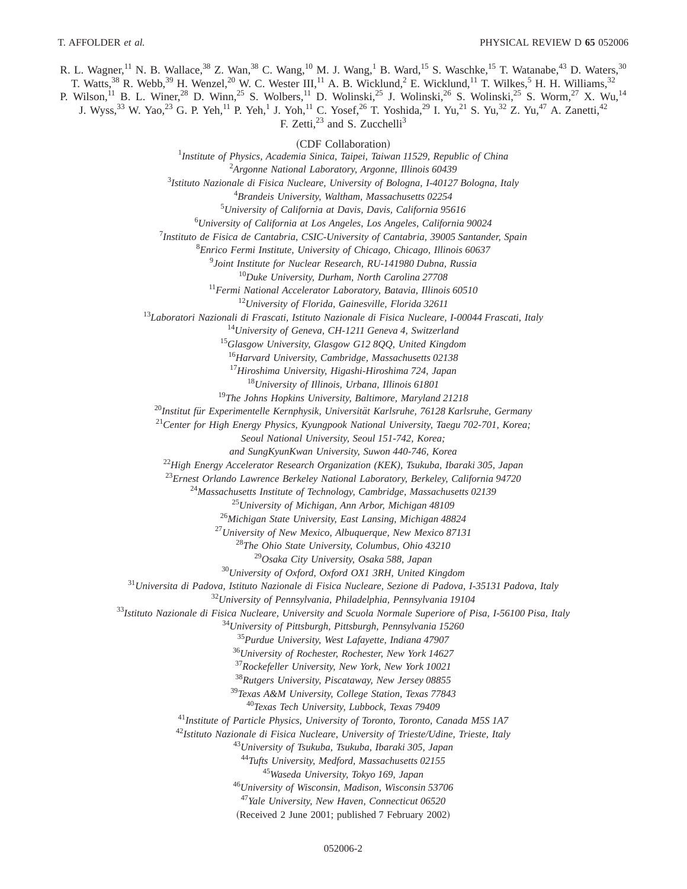R. L. Wagner,[11] N. B. Wallace,[38] Z. Wan,[38] C. Wang,[10] M. J. Wang,[1] B. Ward,[15] S. Waschke,[15] T. Watanabe,[43] D. Waters,[30] T. Watts,[38] R. Webb,[39] H. Wenzel,[20] W. C. Wester III,[11] A. B. Wicklund,[2] E. Wicklund,[11] T. Wilkes,[5] H. H. Williams,[32] P. Wilson,[11] B. L. Winer,[28] D. Winn,[25] S. Wolbers,[11] D. Wolinski,[25] J. Wolinski,[26] S. Wolinski,[25] S. Worm,[27] X. Wu,[14] J. Wyss,[33] W. Yao,[23] G. P. Yeh,[11] P. Yeh,[1] J. Yoh,[11] C. Yosef,[26] T. Yoshida,[29] I. Yu,[21] S. Yu,[32] Z. Yu,[47] A. Zanetti,[42] F. Zetti,[23] and S. Zucchelli[3]

(CDF Collaboration)

[1]*Institute of Physics, Academia Sinica, Taipei, Taiwan 11529, Republic of China*
[2]*Argonne National Laboratory, Argonne, Illinois 60439*
[3]*Istituto Nazionale di Fisica Nucleare, University of Bologna, I-40127 Bologna, Italy*
[4]*Brandeis University, Waltham, Massachusetts 02254*
[5]*University of California at Davis, Davis, California 95616*
[6]*University of California at Los Angeles, Los Angeles, California 90024*
[7]*Instituto de Fisica de Cantabria, CSIC-University of Cantabria, 39005 Santander, Spain*
[8]*Enrico Fermi Institute, University of Chicago, Chicago, Illinois 60637*
[9]*Joint Institute for Nuclear Research, RU-141980 Dubna, Russia*
[10]*Duke University, Durham, North Carolina 27708*
[11]*Fermi National Accelerator Laboratory, Batavia, Illinois 60510*
[12]*University of Florida, Gainesville, Florida 32611*
[13]*Laboratori Nazionali di Frascati, Istituto Nazionale di Fisica Nucleare, I-00044 Frascati, Italy*
[14]*University of Geneva, CH-1211 Geneva 4, Switzerland*
[15]*Glasgow University, Glasgow G12 8QQ, United Kingdom*
[16]*Harvard University, Cambridge, Massachusetts 02138*
[17]*Hiroshima University, Higashi-Hiroshima 724, Japan*
[18]*University of Illinois, Urbana, Illinois 61801*
[19]*The Johns Hopkins University, Baltimore, Maryland 21218*
[20]*Institut für Experimentelle Kernphysik, Universität Karlsruhe, 76128 Karlsruhe, Germany*
[21]*Center for High Energy Physics, Kyungpook National University, Taegu 702-701, Korea; Seoul National University, Seoul 151-742, Korea; and SungKyunKwan University, Suwon 440-746, Korea*
[22]*High Energy Accelerator Research Organization (KEK), Tsukuba, Ibaraki 305, Japan*
[23]*Ernest Orlando Lawrence Berkeley National Laboratory, Berkeley, California 94720*
[24]*Massachusetts Institute of Technology, Cambridge, Massachusetts 02139*
[25]*University of Michigan, Ann Arbor, Michigan 48109*
[26]*Michigan State University, East Lansing, Michigan 48824*
[27]*University of New Mexico, Albuquerque, New Mexico 87131*
[28]*The Ohio State University, Columbus, Ohio 43210*
[29]*Osaka City University, Osaka 588, Japan*
[30]*University of Oxford, Oxford OX1 3RH, United Kingdom*
[31]*Universita di Padova, Istituto Nazionale di Fisica Nucleare, Sezione di Padova, I-35131 Padova, Italy*
[32]*University of Pennsylvania, Philadelphia, Pennsylvania 19104*
[33]*Istituto Nazionale di Fisica Nucleare, University and Scuola Normale Superiore of Pisa, I-56100 Pisa, Italy*
[34]*University of Pittsburgh, Pittsburgh, Pennsylvania 15260*
[35]*Purdue University, West Lafayette, Indiana 47907*
[36]*University of Rochester, Rochester, New York 14627*
[37]*Rockefeller University, New York, New York 10021*
[38]*Rutgers University, Piscataway, New Jersey 08855*
[39]*Texas A&M University, College Station, Texas 77843*
[40]*Texas Tech University, Lubbock, Texas 79409*
[41]*Institute of Particle Physics, University of Toronto, Toronto, Canada M5S 1A7*
[42]*Istituto Nazionale di Fisica Nucleare, University of Trieste/Udine, Trieste, Italy*
[43]*University of Tsukuba, Tsukuba, Ibaraki 305, Japan*
[44]*Tufts University, Medford, Massachusetts 02155*
[45]*Waseda University, Tokyo 169, Japan*
[46]*University of Wisconsin, Madison, Wisconsin 53706*
[47]*Yale University, New Haven, Connecticut 06520*

(Received 2 June 2001; published 7 February 2002)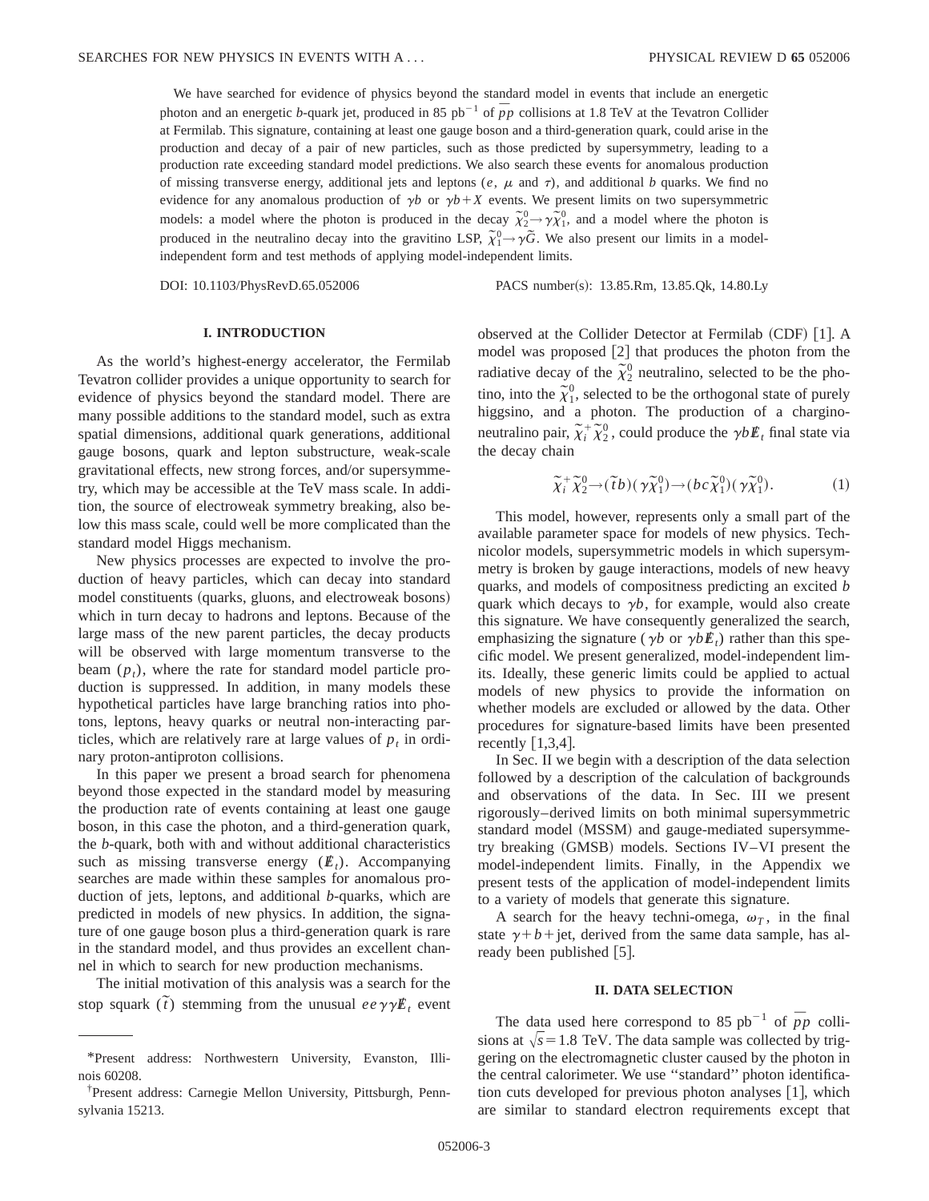We have searched for evidence of physics beyond the standard model in events that include an energetic photon and an energetic $b$-quark jet, produced in 85 pb$^{-1}$ of $\bar{p}p$ collisions at 1.8 TeV at the Tevatron Collider at Fermilab. This signature, containing at least one gauge boson and a third-generation quark, could arise in the production and decay of a pair of new particles, such as those predicted by supersymmetry, leading to a production rate exceeding standard model predictions. We also search these events for anomalous production of missing transverse energy, additional jets and leptons ($e$, $\mu$ and $\tau$), and additional $b$ quarks. We find no evidence for any anomalous production of $\gamma b$ or $\gamma b+X$ events. We present limits on two supersymmetric models: a model where the photon is produced in the decay $\tilde{\chi}_2^0 \rightarrow \gamma \tilde{\chi}_1^0$, and a model where the photon is produced in the neutralino decay into the gravitino LSP, $\tilde{\chi}_1^0 \rightarrow \gamma \tilde{G}$. We also present our limits in a model-independent form and test methods of applying model-independent limits.

DOI: 10.1103/PhysRevD.65.052006 PACS number(s): 13.85.Rm, 13.85.Qk, 14.80.Ly

## I. INTRODUCTION

As the world's highest-energy accelerator, the Fermilab Tevatron collider provides a unique opportunity to search for evidence of physics beyond the standard model. There are many possible additions to the standard model, such as extra spatial dimensions, additional quark generations, additional gauge bosons, quark and lepton substructure, weak-scale gravitational effects, new strong forces, and/or supersymmetry, which may be accessible at the TeV mass scale. In addition, the source of electroweak symmetry breaking, also below this mass scale, could well be more complicated than the standard model Higgs mechanism.

New physics processes are expected to involve the production of heavy particles, which can decay into standard model constituents (quarks, gluons, and electroweak bosons) which in turn decay to hadrons and leptons. Because of the large mass of the new parent particles, the decay products will be observed with large momentum transverse to the beam ($p_t$), where the rate for standard model particle production is suppressed. In addition, in many models these hypothetical particles have large branching ratios into photons, leptons, heavy quarks or neutral non-interacting particles, which are relatively rare at large values of $p_t$ in ordinary proton-antiproton collisions.

In this paper we present a broad search for phenomena beyond those expected in the standard model by measuring the production rate of events containing at least one gauge boson, in this case the photon, and a third-generation quark, the $b$-quark, both with and without additional characteristics such as missing transverse energy ($\not\!\!E_t$). Accompanying searches are made within these samples for anomalous production of jets, leptons, and additional $b$-quarks, which are predicted in models of new physics. In addition, the signature of one gauge boson plus a third-generation quark is rare in the standard model, and thus provides an excellent channel in which to search for new production mechanisms.

The initial motivation of this analysis was a search for the stop squark ($\tilde{t}$) stemming from the unusual $ee\gamma\gamma\not\!\!E_t$ event observed at the Collider Detector at Fermilab (CDF) [1]. A model was proposed [2] that produces the photon from the radiative decay of the $\tilde{\chi}_2^0$ neutralino, selected to be the photino, into the $\tilde{\chi}_1^0$, selected to be the orthogonal state of purely higgsino, and a photon. The production of a chargino-neutralino pair, $\tilde{\chi}_i^+ \tilde{\chi}_2^0$, could produce the $\gamma b \not\!\!E_t$ final state via the decay chain

$$\tilde{\chi}_i^+ \tilde{\chi}_2^0 \rightarrow (\tilde{t} b)(\gamma \tilde{\chi}_1^0) \rightarrow (bc\tilde{\chi}_1^0)(\gamma \tilde{\chi}_1^0). \tag{1}$$

This model, however, represents only a small part of the available parameter space for models of new physics. Technicolor models, supersymmetric models in which supersymmetry is broken by gauge interactions, models of new heavy quarks, and models of compositness predicting an excited $b$ quark which decays to $\gamma b$, for example, would also create this signature. We have consequently generalized the search, emphasizing the signature ($\gamma b$ or $\gamma b \not\!\!E_t$) rather than this specific model. We present generalized, model-independent limits. Ideally, these generic limits could be applied to actual models of new physics to provide the information on whether models are excluded or allowed by the data. Other procedures for signature-based limits have been presented recently [1,3,4].

In Sec. II we begin with a description of the data selection followed by a description of the calculation of backgrounds and observations of the data. In Sec. III we present rigorously–derived limits on both minimal supersymmetric standard model (MSSM) and gauge-mediated supersymmetry breaking (GMSB) models. Sections IV–VI present the model-independent limits. Finally, in the Appendix we present tests of the application of model-independent limits to a variety of models that generate this signature.

A search for the heavy techni-omega, $\omega_T$, in the final state $\gamma+b+$jet, derived from the same data sample, has already been published [5].

## II. DATA SELECTION

The data used here correspond to 85 pb$^{-1}$ of $\bar{p}p$ collisions at $\sqrt{s}=1.8$ TeV. The data sample was collected by triggering on the electromagnetic cluster caused by the photon in the central calorimeter. We use "standard" photon identification cuts developed for previous photon analyses [1], which are similar to standard electron requirements except that

*Present address: Northwestern University, Evanston, Illinois 60208.

†Present address: Carnegie Mellon University, Pittsburgh, Pennsylvania 15213.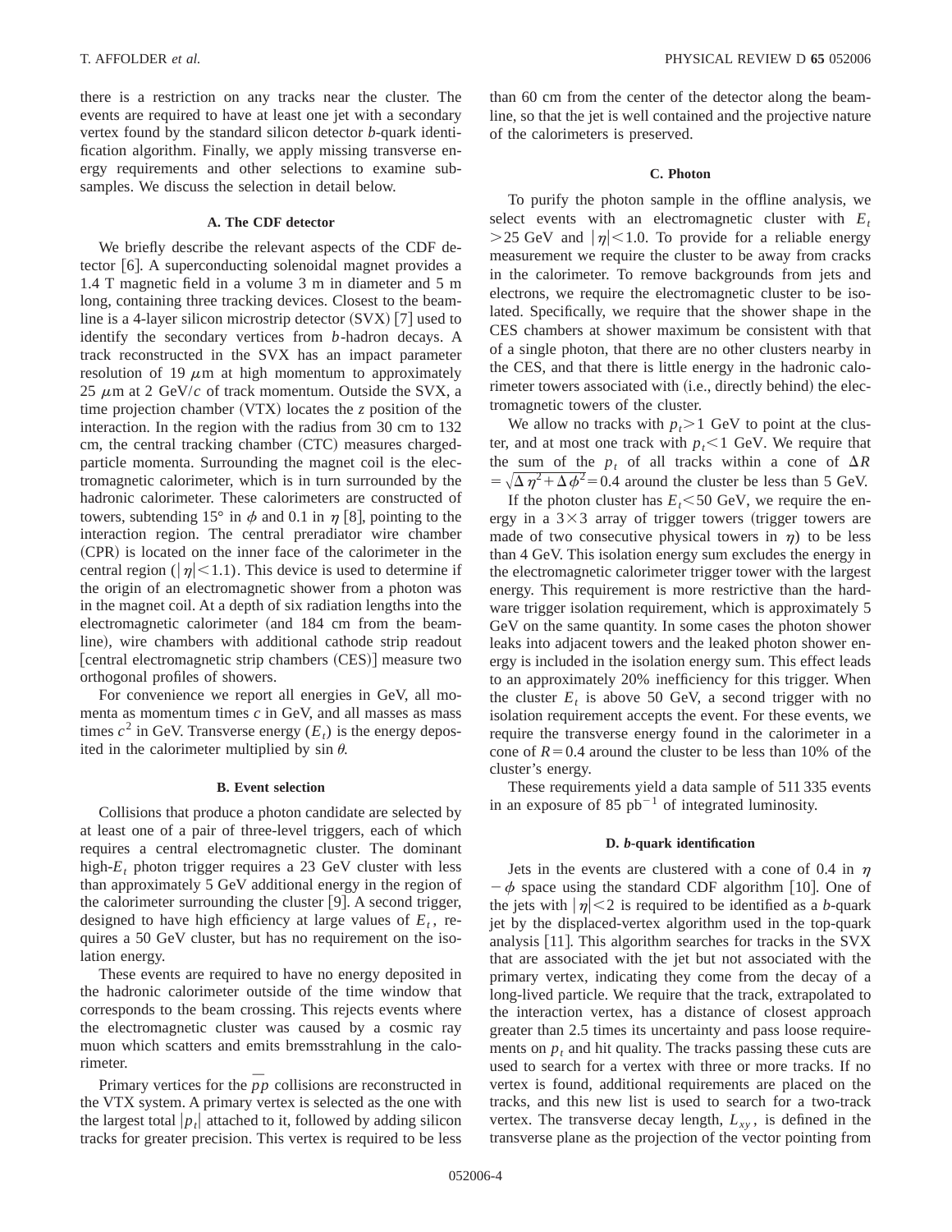there is a restriction on any tracks near the cluster. The events are required to have at least one jet with a secondary vertex found by the standard silicon detector *b*-quark identification algorithm. Finally, we apply missing transverse energy requirements and other selections to examine subsamples. We discuss the selection in detail below.

### A. The CDF detector

We briefly describe the relevant aspects of the CDF detector [6]. A superconducting solenoidal magnet provides a 1.4 T magnetic field in a volume 3 m in diameter and 5 m long, containing three tracking devices. Closest to the beamline is a 4-layer silicon microstrip detector (SVX) [7] used to identify the secondary vertices from *b*-hadron decays. A track reconstructed in the SVX has an impact parameter resolution of 19 $\mu$m at high momentum to approximately 25 $\mu$m at 2 GeV/$c$ of track momentum. Outside the SVX, a time projection chamber (VTX) locates the $z$ position of the interaction. In the region with the radius from 30 cm to 132 cm, the central tracking chamber (CTC) measures charged-particle momenta. Surrounding the magnet coil is the electromagnetic calorimeter, which is in turn surrounded by the hadronic calorimeter. These calorimeters are constructed of towers, subtending 15° in $\phi$ and 0.1 in $\eta$ [8], pointing to the interaction region. The central preradiator wire chamber (CPR) is located on the inner face of the calorimeter in the central region ($|\eta|<1.1$). This device is used to determine if the origin of an electromagnetic shower from a photon was in the magnet coil. At a depth of six radiation lengths into the electromagnetic calorimeter (and 184 cm from the beamline), wire chambers with additional cathode strip readout [central electromagnetic strip chambers (CES)] measure two orthogonal profiles of showers.

For convenience we report all energies in GeV, all momenta as momentum times $c$ in GeV, and all masses as mass times $c^2$ in GeV. Transverse energy ($E_t$) is the energy deposited in the calorimeter multiplied by sin $\theta$.

### B. Event selection

Collisions that produce a photon candidate are selected by at least one of a pair of three-level triggers, each of which requires a central electromagnetic cluster. The dominant high-$E_t$ photon trigger requires a 23 GeV cluster with less than approximately 5 GeV additional energy in the region of the calorimeter surrounding the cluster [9]. A second trigger, designed to have high efficiency at large values of $E_t$, requires a 50 GeV cluster, but has no requirement on the isolation energy.

These events are required to have no energy deposited in the hadronic calorimeter outside of the time window that corresponds to the beam crossing. This rejects events where the electromagnetic cluster was caused by a cosmic ray muon which scatters and emits bremsstrahlung in the calorimeter.

Primary vertices for the $p\bar{p}$ collisions are reconstructed in the VTX system. A primary vertex is selected as the one with the largest total $|p_t|$ attached to it, followed by adding silicon tracks for greater precision. This vertex is required to be less than 60 cm from the center of the detector along the beamline, so that the jet is well contained and the projective nature of the calorimeters is preserved.

### C. Photon

To purify the photon sample in the offline analysis, we select events with an electromagnetic cluster with $E_t > 25$ GeV and $|\eta|<1.0$. To provide for a reliable energy measurement we require the cluster to be away from cracks in the calorimeter. To remove backgrounds from jets and electrons, we require the electromagnetic cluster to be isolated. Specifically, we require that the shower shape in the CES chambers at shower maximum be consistent with that of a single photon, that there are no other clusters nearby in the CES, and that there is little energy in the hadronic calorimeter towers associated with (i.e., directly behind) the electromagnetic towers of the cluster.

We allow no tracks with $p_t>1$ GeV to point at the cluster, and at most one track with $p_t<1$ GeV. We require that the sum of the $p_t$ of all tracks within a cone of $\Delta R = \sqrt{\Delta\eta^2+\Delta\phi^2}=0.4$ around the cluster be less than 5 GeV.

If the photon cluster has $E_t<50$ GeV, we require the energy in a $3\times 3$ array of trigger towers (trigger towers are made of two consecutive physical towers in $\eta$) to be less than 4 GeV. This isolation energy sum excludes the energy in the electromagnetic calorimeter trigger tower with the largest energy. This requirement is more restrictive than the hardware trigger isolation requirement, which is approximately 5 GeV on the same quantity. In some cases the photon shower leaks into adjacent towers and the leaked photon shower energy is included in the isolation energy sum. This effect leads to an approximately 20% inefficiency for this trigger. When the cluster $E_t$ is above 50 GeV, a second trigger with no isolation requirement accepts the event. For these events, we require the transverse energy found in the calorimeter in a cone of $R=0.4$ around the cluster to be less than 10% of the cluster's energy.

These requirements yield a data sample of 511 335 events in an exposure of 85 pb$^{-1}$ of integrated luminosity.

### D. *b*-quark identification

Jets in the events are clustered with a cone of 0.4 in $\eta-\phi$ space using the standard CDF algorithm [10]. One of the jets with $|\eta|<2$ is required to be identified as a *b*-quark jet by the displaced-vertex algorithm used in the top-quark analysis [11]. This algorithm searches for tracks in the SVX that are associated with the jet but not associated with the primary vertex, indicating they come from the decay of a long-lived particle. We require that the track, extrapolated to the interaction vertex, has a distance of closest approach greater than 2.5 times its uncertainty and pass loose requirements on $p_t$ and hit quality. The tracks passing these cuts are used to search for a vertex with three or more tracks. If no vertex is found, additional requirements are placed on the tracks, and this new list is used to search for a two-track vertex. The transverse decay length, $L_{xy}$, is defined in the transverse plane as the projection of the vector pointing from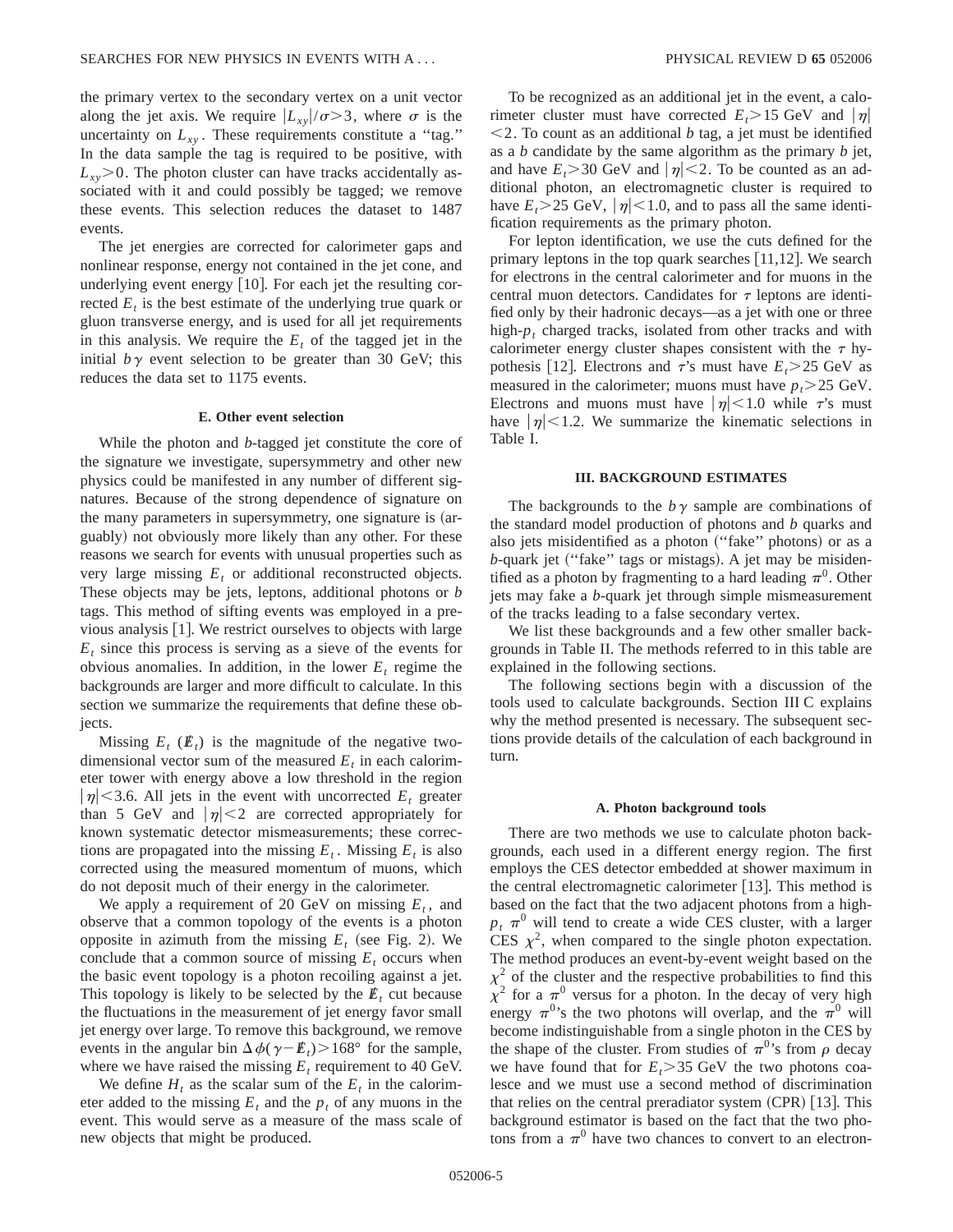the primary vertex to the secondary vertex on a unit vector along the jet axis. We require $|L_{xy}|/\sigma > 3$, where $\sigma$ is the uncertainty on $L_{xy}$. These requirements constitute a "tag." In the data sample the tag is required to be positive, with $L_{xy} > 0$. The photon cluster can have tracks accidentally associated with it and could possibly be tagged; we remove these events. This selection reduces the dataset to 1487 events.

The jet energies are corrected for calorimeter gaps and nonlinear response, energy not contained in the jet cone, and underlying event energy [10]. For each jet the resulting corrected $E_t$ is the best estimate of the underlying true quark or gluon transverse energy, and is used for all jet requirements in this analysis. We require the $E_t$ of the tagged jet in the initial $b\gamma$ event selection to be greater than 30 GeV; this reduces the data set to 1175 events.

#### E. Other event selection

While the photon and $b$-tagged jet constitute the core of the signature we investigate, supersymmetry and other new physics could be manifested in any number of different signatures. Because of the strong dependence of signature on the many parameters in supersymmetry, one signature is (arguably) not obviously more likely than any other. For these reasons we search for events with unusual properties such as very large missing $E_t$ or additional reconstructed objects. These objects may be jets, leptons, additional photons or $b$ tags. This method of sifting events was employed in a previous analysis [1]. We restrict ourselves to objects with large $E_t$ since this process is serving as a sieve of the events for obvious anomalies. In addition, in the lower $E_t$ regime the backgrounds are larger and more difficult to calculate. In this section we summarize the requirements that define these objects.

Missing $E_t$ ($\not\!\!E_t$) is the magnitude of the negative two-dimensional vector sum of the measured $E_t$ in each calorimeter tower with energy above a low threshold in the region $|\eta| < 3.6$. All jets in the event with uncorrected $E_t$ greater than 5 GeV and $|\eta| < 2$ are corrected appropriately for known systematic detector mismeasurements; these corrections are propagated into the missing $E_t$. Missing $E_t$ is also corrected using the measured momentum of muons, which do not deposit much of their energy in the calorimeter.

We apply a requirement of 20 GeV on missing $E_t$, and observe that a common topology of the events is a photon opposite in azimuth from the missing $E_t$ (see Fig. 2). We conclude that a common source of missing $E_t$ occurs when the basic event topology is a photon recoiling against a jet. This topology is likely to be selected by the $\not\!\!E_t$ cut because the fluctuations in the measurement of jet energy favor small jet energy over large. To remove this background, we remove events in the angular bin $\Delta\phi(\gamma - \not\!\!E_t) > 168°$ for the sample, where we have raised the missing $E_t$ requirement to 40 GeV.

We define $H_t$ as the scalar sum of the $E_t$ in the calorimeter added to the missing $E_t$ and the $p_t$ of any muons in the event. This would serve as a measure of the mass scale of new objects that might be produced.

To be recognized as an additional jet in the event, a calorimeter cluster must have corrected $E_t > 15$ GeV and $|\eta| < 2$. To count as an additional $b$ tag, a jet must be identified as a $b$ candidate by the same algorithm as the primary $b$ jet, and have $E_t > 30$ GeV and $|\eta| < 2$. To be counted as an additional photon, an electromagnetic cluster is required to have $E_t > 25$ GeV, $|\eta| < 1.0$, and to pass all the same identification requirements as the primary photon.

For lepton identification, we use the cuts defined for the primary leptons in the top quark searches [11,12]. We search for electrons in the central calorimeter and for muons in the central muon detectors. Candidates for $\tau$ leptons are identified only by their hadronic decays—as a jet with one or three high-$p_t$ charged tracks, isolated from other tracks and with calorimeter energy cluster shapes consistent with the $\tau$ hypothesis [12]. Electrons and $\tau$'s must have $E_t > 25$ GeV as measured in the calorimeter; muons must have $p_t > 25$ GeV. Electrons and muons must have $|\eta| < 1.0$ while $\tau$'s must have $|\eta| < 1.2$. We summarize the kinematic selections in Table I.

### III. BACKGROUND ESTIMATES

The backgrounds to the $b\gamma$ sample are combinations of the standard model production of photons and $b$ quarks and also jets misidentified as a photon ("fake" photons) or as a $b$-quark jet ("fake" tags or mistags). A jet may be misidentified as a photon by fragmenting to a hard leading $\pi^0$. Other jets may fake a $b$-quark jet through simple mismeasurement of the tracks leading to a false secondary vertex.

We list these backgrounds and a few other smaller backgrounds in Table II. The methods referred to in this table are explained in the following sections.

The following sections begin with a discussion of the tools used to calculate backgrounds. Section III C explains why the method presented is necessary. The subsequent sections provide details of the calculation of each background in turn.

#### A. Photon background tools

There are two methods we use to calculate photon backgrounds, each used in a different energy region. The first employs the CES detector embedded at shower maximum in the central electromagnetic calorimeter [13]. This method is based on the fact that the two adjacent photons from a high-$p_t$ $\pi^0$ will tend to create a wide CES cluster, with a larger CES $\chi^2$, when compared to the single photon expectation. The method produces an event-by-event weight based on the $\chi^2$ of the cluster and the respective probabilities to find this $\chi^2$ for a $\pi^0$ versus for a photon. In the decay of very high energy $\pi^0$'s the two photons will overlap, and the $\pi^0$ will become indistinguishable from a single photon in the CES by the shape of the cluster. From studies of $\pi^0$'s from $\rho$ decay we have found that for $E_t > 35$ GeV the two photons coalesce and we must use a second method of discrimination that relies on the central preradiator system (CPR) [13]. This background estimator is based on the fact that the two photons from a $\pi^0$ have two chances to convert to an electron-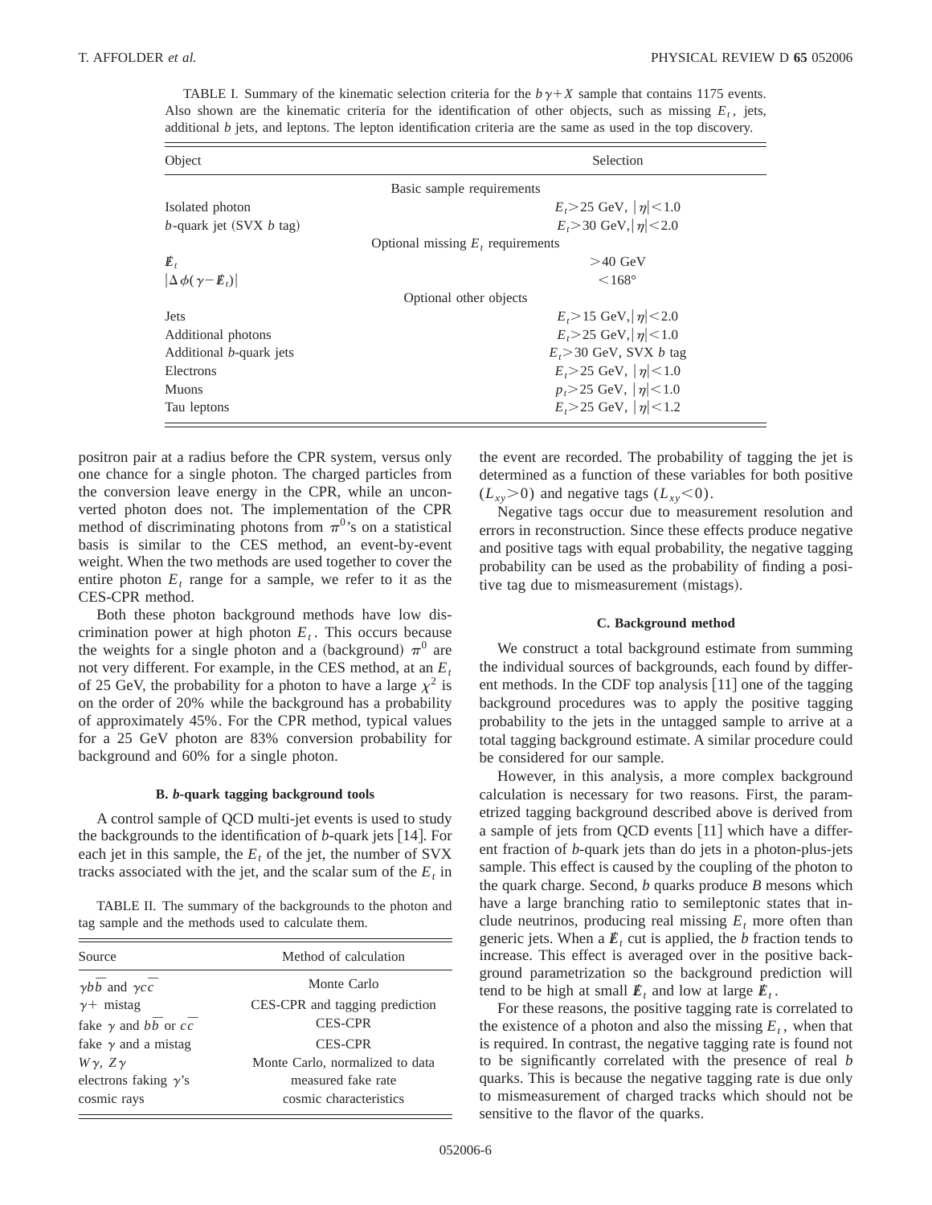TABLE I. Summary of the kinematic selection criteria for the $b\gamma+X$ sample that contains 1175 events. Also shown are the kinematic criteria for the identification of other objects, such as missing $E_t$, jets, additional $b$ jets, and leptons. The lepton identification criteria are the same as used in the top discovery.

| Object | Selection |
| --- | --- |
| | Basic sample requirements |
| Isolated photon | $E_t>25$ GeV, $\lvert\eta\rvert<1.0$ |
| $b$-quark jet (SVX $b$ tag) | $E_t>30$ GeV, $\lvert\eta\rvert<2.0$ |
| | Optional missing $E_t$ requirements |
| $\not\!\!E_t$ | $>40$ GeV |
| $\lvert\Delta\phi(\gamma-\not\!\!E_t)\rvert$ | $<168°$ |
| | Optional other objects |
| Jets | $E_t>15$ GeV, $\lvert\eta\rvert<2.0$ |
| Additional photons | $E_t>25$ GeV, $\lvert\eta\rvert<1.0$ |
| Additional $b$-quark jets | $E_t>30$ GeV, SVX $b$ tag |
| Electrons | $E_t>25$ GeV, $\lvert\eta\rvert<1.0$ |
| Muons | $p_t>25$ GeV, $\lvert\eta\rvert<1.0$ |
| Tau leptons | $E_t>25$ GeV, $\lvert\eta\rvert<1.2$ |

positron pair at a radius before the CPR system, versus only one chance for a single photon. The charged particles from the conversion leave energy in the CPR, while an unconverted photon does not. The implementation of the CPR method of discriminating photons from $\pi^0$'s on a statistical basis is similar to the CES method, an event-by-event weight. When the two methods are used together to cover the entire photon $E_t$ range for a sample, we refer to it as the CES-CPR method.

Both these photon background methods have low discrimination power at high photon $E_t$. This occurs because the weights for a single photon and a (background) $\pi^0$ are not very different. For example, in the CES method, at an $E_t$ of 25 GeV, the probability for a photon to have a large $\chi^2$ is on the order of 20% while the background has a probability of approximately 45%. For the CPR method, typical values for a 25 GeV photon are 83% conversion probability for background and 60% for a single photon.

### B. $b$-quark tagging background tools

A control sample of QCD multi-jet events is used to study the backgrounds to the identification of $b$-quark jets [14]. For each jet in this sample, the $E_t$ of the jet, the number of SVX tracks associated with the jet, and the scalar sum of the $E_t$ in the event are recorded. The probability of tagging the jet is determined as a function of these variables for both positive ($L_{xy}>0$) and negative tags ($L_{xy}<0$).

Negative tags occur due to measurement resolution and errors in reconstruction. Since these effects produce negative and positive tags with equal probability, the negative tagging probability can be used as the probability of finding a positive tag due to mismeasurement (mistags).

TABLE II. The summary of the backgrounds to the photon and tag sample and the methods used to calculate them.

| Source | Method of calculation |
| --- | --- |
| $\gamma b\bar{b}$ and $\gamma c\bar{c}$ | Monte Carlo |
| $\gamma+$ mistag | CES-CPR and tagging prediction |
| fake $\gamma$ and $b\bar{b}$ or $c\bar{c}$ | CES-CPR |
| fake $\gamma$ and a mistag | CES-CPR |
| $W\gamma$, $Z\gamma$ | Monte Carlo, normalized to data |
| electrons faking $\gamma$'s | measured fake rate |
| cosmic rays | cosmic characteristics |

### C. Background method

We construct a total background estimate from summing the individual sources of backgrounds, each found by different methods. In the CDF top analysis [11] one of the tagging background procedures was to apply the positive tagging probability to the jets in the untagged sample to arrive at a total tagging background estimate. A similar procedure could be considered for our sample.

However, in this analysis, a more complex background calculation is necessary for two reasons. First, the parametrized tagging background described above is derived from a sample of jets from QCD events [11] which have a different fraction of $b$-quark jets than do jets in a photon-plus-jets sample. This effect is caused by the coupling of the photon to the quark charge. Second, $b$ quarks produce $B$ mesons which have a large branching ratio to semileptonic states that include neutrinos, producing real missing $E_t$ more often than generic jets. When a $\not\!\!E_t$ cut is applied, the $b$ fraction tends to increase. This effect is averaged over in the positive background parametrization so the background prediction will tend to be high at small $\not\!\!E_t$ and low at large $\not\!\!E_t$.

For these reasons, the positive tagging rate is correlated to the existence of a photon and also the missing $E_t$, when that is required. In contrast, the negative tagging rate is found not to be significantly correlated with the presence of real $b$ quarks. This is because the negative tagging rate is due only to mismeasurement of charged tracks which should not be sensitive to the flavor of the quarks.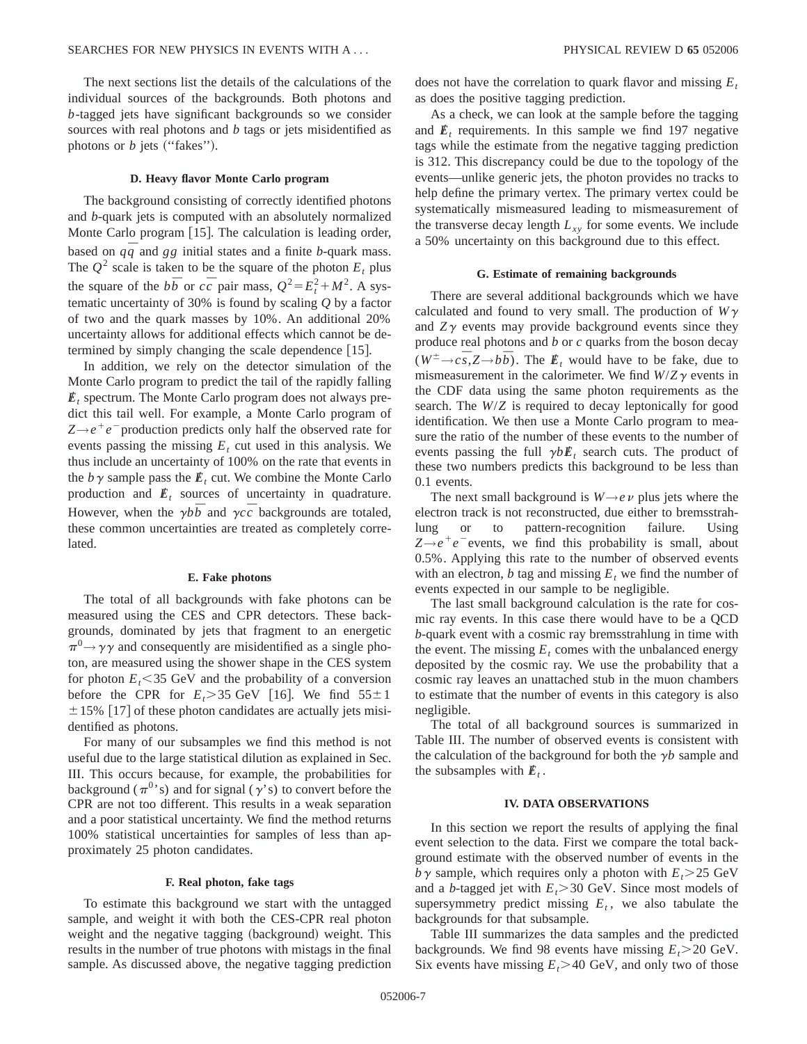The next sections list the details of the calculations of the individual sources of the backgrounds. Both photons and $b$-tagged jets have significant backgrounds so we consider sources with real photons and $b$ tags or jets misidentified as photons or $b$ jets (''fakes'').

### D. Heavy flavor Monte Carlo program

The background consisting of correctly identified photons and $b$-quark jets is computed with an absolutely normalized Monte Carlo program [15]. The calculation is leading order, based on $q\bar{q}$ and $gg$ initial states and a finite $b$-quark mass. The $Q^2$ scale is taken to be the square of the photon $E_t$ plus the square of the $b\bar{b}$ or $c\bar{c}$ pair mass, $Q^2 = E_t^2 + M^2$. A systematic uncertainty of 30% is found by scaling $Q$ by a factor of two and the quark masses by 10%. An additional 20% uncertainty allows for additional effects which cannot be determined by simply changing the scale dependence [15].

In addition, we rely on the detector simulation of the Monte Carlo program to predict the tail of the rapidly falling $\not\!\!E_t$ spectrum. The Monte Carlo program does not always predict this tail well. For example, a Monte Carlo program of $Z \to e^+e^-$ production predicts only half the observed rate for events passing the missing $E_t$ cut used in this analysis. We thus include an uncertainty of 100% on the rate that events in the $b\gamma$ sample pass the $\not\!\!E_t$ cut. We combine the Monte Carlo production and $\not\!\!E_t$ sources of uncertainty in quadrature. However, when the $\gamma b\bar{b}$ and $\gamma c\bar{c}$ backgrounds are totaled, these common uncertainties are treated as completely correlated.

### E. Fake photons

The total of all backgrounds with fake photons can be measured using the CES and CPR detectors. These backgrounds, dominated by jets that fragment to an energetic $\pi^0 \to \gamma\gamma$ and consequently are misidentified as a single photon, are measured using the shower shape in the CES system for photon $E_t < 35$ GeV and the probability of a conversion before the CPR for $E_t > 35$ GeV [16]. We find $55 \pm 1 \pm 15\%$ [17] of these photon candidates are actually jets misidentified as photons.

For many of our subsamples we find this method is not useful due to the large statistical dilution as explained in Sec. III. This occurs because, for example, the probabilities for background ($\pi^0$'s) and for signal ($\gamma$'s) to convert before the CPR are not too different. This results in a weak separation and a poor statistical uncertainty. We find the method returns 100% statistical uncertainties for samples of less than approximately 25 photon candidates.

### F. Real photon, fake tags

To estimate this background we start with the untagged sample, and weight it with both the CES-CPR real photon weight and the negative tagging (background) weight. This results in the number of true photons with mistags in the final sample. As discussed above, the negative tagging prediction does not have the correlation to quark flavor and missing $E_t$ as does the positive tagging prediction.

As a check, we can look at the sample before the tagging and $\not\!\!E_t$ requirements. In this sample we find 197 negative tags while the estimate from the negative tagging prediction is 312. This discrepancy could be due to the topology of the events—unlike generic jets, the photon provides no tracks to help define the primary vertex. The primary vertex could be systematically mismeasured leading to mismeasurement of the transverse decay length $L_{xy}$ for some events. We include a 50% uncertainty on this background due to this effect.

### G. Estimate of remaining backgrounds

There are several additional backgrounds which we have calculated and found to very small. The production of $W\gamma$ and $Z\gamma$ events may provide background events since they produce real photons and $b$ or $c$ quarks from the boson decay ($W^\pm \to c\bar{s}, Z \to b\bar{b}$). The $\not\!\!E_t$ would have to be fake, due to mismeasurement in the calorimeter. We find $W/Z\gamma$ events in the CDF data using the same photon requirements as the search. The $W/Z$ is required to decay leptonically for good identification. We then use a Monte Carlo program to measure the ratio of the number of these events to the number of events passing the full $\gamma b \not\!\!E_t$ search cuts. The product of these two numbers predicts this background to be less than 0.1 events.

The next small background is $W \to e\nu$ plus jets where the electron track is not reconstructed, due either to bremsstrahlung or to pattern-recognition failure. Using $Z \to e^+e^-$ events, we find this probability is small, about 0.5%. Applying this rate to the number of observed events with an electron, $b$ tag and missing $E_t$ we find the number of events expected in our sample to be negligible.

The last small background calculation is the rate for cosmic ray events. In this case there would have to be a QCD $b$-quark event with a cosmic ray bremsstrahlung in time with the event. The missing $E_t$ comes with the unbalanced energy deposited by the cosmic ray. We use the probability that a cosmic ray leaves an unattached stub in the muon chambers to estimate that the number of events in this category is also negligible.

The total of all background sources is summarized in Table III. The number of observed events is consistent with the calculation of the background for both the $\gamma b$ sample and the subsamples with $\not\!\!E_t$.

## IV. DATA OBSERVATIONS

In this section we report the results of applying the final event selection to the data. First we compare the total background estimate with the observed number of events in the $b\gamma$ sample, which requires only a photon with $E_t > 25$ GeV and a $b$-tagged jet with $E_t > 30$ GeV. Since most models of supersymmetry predict missing $E_t$, we also tabulate the backgrounds for that subsample.

Table III summarizes the data samples and the predicted backgrounds. We find 98 events have missing $E_t > 20$ GeV. Six events have missing $E_t > 40$ GeV, and only two of those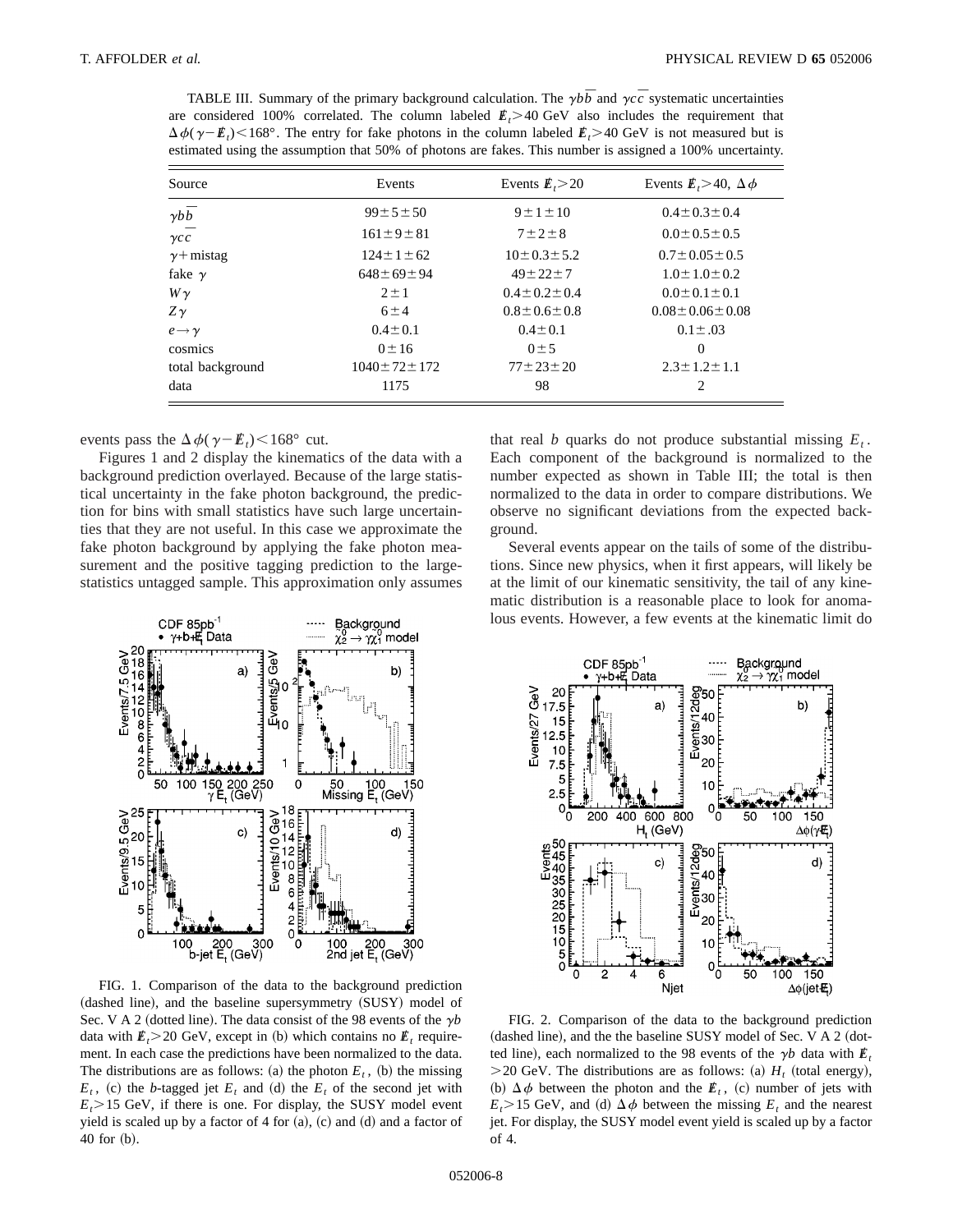TABLE III. Summary of the primary background calculation. The $\gamma b\bar{b}$ and $\gamma c\bar{c}$ systematic uncertainties are considered 100% correlated. The column labeled $\not\!\!E_t > 40$ GeV also includes the requirement that $\Delta\phi(\gamma - \not\!\!E_t) < 168°$. The entry for fake photons in the column labeled $\not\!\!E_t > 40$ GeV is not measured but is estimated using the assumption that 50% of photons are fakes. This number is assigned a 100% uncertainty.

| Source | Events | Events $\not\!\!E_t > 20$ | Events $\not\!\!E_t > 40$, $\Delta\phi$ |
|---|---|---|---|
| $\gamma b\bar{b}$ | $99 \pm 5 \pm 50$ | $9 \pm 1 \pm 10$ | $0.4 \pm 0.3 \pm 0.4$ |
| $\gamma c\bar{c}$ | $161 \pm 9 \pm 81$ | $7 \pm 2 \pm 8$ | $0.0 \pm 0.5 \pm 0.5$ |
| $\gamma$+mistag | $124 \pm 1 \pm 62$ | $10 \pm 0.3 \pm 5.2$ | $0.7 \pm 0.05 \pm 0.5$ |
| fake $\gamma$ | $648 \pm 69 \pm 94$ | $49 \pm 22 \pm 7$ | $1.0 \pm 1.0 \pm 0.2$ |
| $W\gamma$ | $2 \pm 1$ | $0.4 \pm 0.2 \pm 0.4$ | $0.0 \pm 0.1 \pm 0.1$ |
| $Z\gamma$ | $6 \pm 4$ | $0.8 \pm 0.6 \pm 0.8$ | $0.08 \pm 0.06 \pm 0.08$ |
| $e \to \gamma$ | $0.4 \pm 0.1$ | $0.4 \pm 0.1$ | $0.1 \pm .03$ |
| cosmics | $0 \pm 16$ | $0 \pm 5$ | 0 |
| total background | $1040 \pm 72 \pm 172$ | $77 \pm 23 \pm 20$ | $2.3 \pm 1.2 \pm 1.1$ |
| data | 1175 | 98 | 2 |

events pass the $\Delta\phi(\gamma - \not\!\!E_t) < 168°$ cut.

Figures 1 and 2 display the kinematics of the data with a background prediction overlayed. Because of the large statistical uncertainty in the fake photon background, the prediction for bins with small statistics have such large uncertainties that they are not useful. In this case we approximate the fake photon background by applying the fake photon measurement and the positive tagging prediction to the large-statistics untagged sample. This approximation only assumes that real $b$ quarks do not produce substantial missing $E_t$. Each component of the background is normalized to the number expected as shown in Table III; the total is then normalized to the data in order to compare distributions. We observe no significant deviations from the expected background.

Several events appear on the tails of some of the distributions. Since new physics, when it first appears, will likely be at the limit of our kinematic sensitivity, the tail of any kinematic distribution is a reasonable place to look for anomalous events. However, a few events at the kinematic limit do

FIG. 1. Comparison of the data to the background prediction (dashed line), and the baseline supersymmetry (SUSY) model of Sec. V A 2 (dotted line). The data consist of the 98 events of the $\gamma b$ data with $\not\!\!E_t > 20$ GeV, except in (b) which contains no $\not\!\!E_t$ requirement. In each case the predictions have been normalized to the data. The distributions are as follows: (a) the photon $E_t$, (b) the missing $E_t$, (c) the $b$-tagged jet $E_t$ and (d) the $E_t$ of the second jet with $E_t > 15$ GeV, if there is one. For display, the SUSY model event yield is scaled up by a factor of 4 for (a), (c) and (d) and a factor of 40 for (b).

FIG. 2. Comparison of the data to the background prediction (dashed line), and the the baseline SUSY model of Sec. V A 2 (dotted line), each normalized to the 98 events of the $\gamma b$ data with $\not\!\!E_t > 20$ GeV. The distributions are as follows: (a) $H_t$ (total energy), (b) $\Delta\phi$ between the photon and the $\not\!\!E_t$, (c) number of jets with $E_t > 15$ GeV, and (d) $\Delta\phi$ between the missing $E_t$ and the nearest jet. For display, the SUSY model event yield is scaled up by a factor of 4.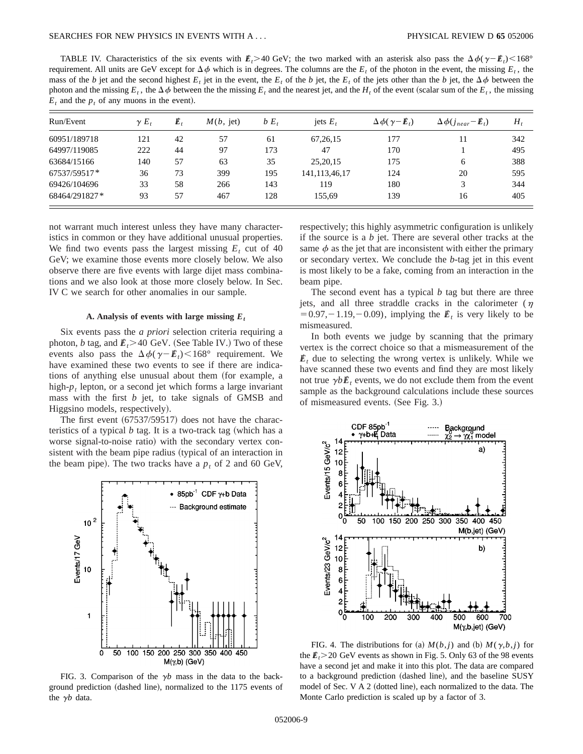TABLE IV. Characteristics of the six events with $\not\!\!E_t > 40$ GeV; the two marked with an asterisk also pass the $\Delta\phi(\gamma - \not\!\!E_t) < 168°$ requirement. All units are GeV except for $\Delta\phi$ which is in degrees. The columns are the $E_t$ of the photon in the event, the missing $E_t$, the mass of the $b$ jet and the second highest $E_t$ jet in the event, the $E_t$ of the $b$ jet, the $E_t$ of the jets other than the $b$ jet, the $\Delta\phi$ between the photon and the missing $E_t$, the $\Delta\phi$ between the the missing $E_t$ and the nearest jet, and the $H_t$ of the event (scalar sum of the $E_t$, the missing $E_t$ and the $p_t$ of any muons in the event).

| Run/Event | $\gamma\ E_t$ | $\not\!\!E_t$ | $M(b,\ \text{jet})$ | $b\ E_t$ | jets $E_t$ | $\Delta\phi(\gamma - \not\!\!E_t)$ | $\Delta\phi(j_{near} - \not\!\!E_t)$ | $H_t$ |
|---|---|---|---|---|---|---|---|---|
| 60951/189718 | 121 | 42 | 57 | 61 | 67,26,15 | 177 | 11 | 342 |
| 64997/119085 | 222 | 44 | 97 | 173 | 47 | 170 | 1 | 495 |
| 63684/15166 | 140 | 57 | 63 | 35 | 25,20,15 | 175 | 6 | 388 |
| 67537/59517* | 36 | 73 | 399 | 195 | 141,113,46,17 | 124 | 20 | 595 |
| 69426/104696 | 33 | 58 | 266 | 143 | 119 | 180 | 3 | 344 |
| 68464/291827* | 93 | 57 | 467 | 128 | 155,69 | 139 | 16 | 405 |

not warrant much interest unless they have many characteristics in common or they have additional unusual properties. We find two events pass the largest missing $E_t$ cut of 40 GeV; we examine those events more closely below. We also observe there are five events with large dijet mass combinations and we also look at those more closely below. In Sec. IV C we search for other anomalies in our sample.

### A. Analysis of events with large missing $E_t$

Six events pass the *a priori* selection criteria requiring a photon, $b$ tag, and $\not\!\!E_t > 40$ GeV. (See Table IV.) Two of these events also pass the $\Delta\phi(\gamma - \not\!\!E_t) < 168°$ requirement. We have examined these two events to see if there are indications of anything else unusual about them (for example, a high-$p_t$ lepton, or a second jet which forms a large invariant mass with the first $b$ jet, to take signals of GMSB and Higgsino models, respectively).

The first event (67537/59517) does not have the characteristics of a typical $b$ tag. It is a two-track tag (which has a worse signal-to-noise ratio) with the secondary vertex consistent with the beam pipe radius (typical of an interaction in the beam pipe). The two tracks have a $p_t$ of 2 and 60 GeV, respectively; this highly asymmetric configuration is unlikely if the source is a $b$ jet. There are several other tracks at the same $\phi$ as the jet that are inconsistent with either the primary or secondary vertex. We conclude the $b$-tag jet in this event is most likely to be a fake, coming from an interaction in the beam pipe.

The second event has a typical $b$ tag but there are three jets, and all three straddle cracks in the calorimeter ($\eta = 0.97, -1.19, -0.09$), implying the $\not\!\!E_t$ is very likely to be mismeasured.

In both events we judge by scanning that the primary vertex is the correct choice so that a mismeasurement of the $\not\!\!E_t$ due to selecting the wrong vertex is unlikely. While we have scanned these two events and find they are most likely not true $\gamma b \not\!\!E_t$ events, we do not exclude them from the event sample as the background calculations include these sources of mismeasured events. (See Fig. 3.)

FIG. 3. Comparison of the $\gamma b$ mass in the data to the background prediction (dashed line), normalized to the 1175 events of the $\gamma b$ data.

FIG. 4. The distributions for (a) $M(b,j)$ and (b) $M(\gamma,b,j)$ for the $\not\!\!E_t > 20$ GeV events as shown in Fig. 5. Only 63 of the 98 events have a second jet and make it into this plot. The data are compared to a background prediction (dashed line), and the baseline SUSY model of Sec. V A 2 (dotted line), each normalized to the data. The Monte Carlo prediction is scaled up by a factor of 3.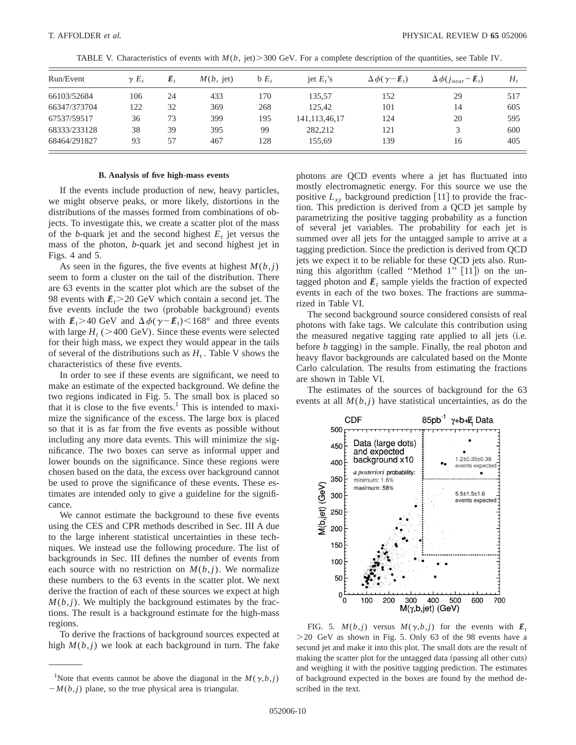TABLE V. Characteristics of events with $M(b,\text{ jet}) > 300$ GeV. For a complete description of the quantities, see Table IV.

| Run/Event | $\gamma\ E_t$ | $\not\!\!E_t$ | $M(b,\text{ jet})$ | b $E_t$ | jet $E_t$'s | $\Delta\phi(\gamma - \not\!\!E_t)$ | $\Delta\phi(j_{near} - \not\!\!E_t)$ | $H_t$ |
|---|---|---|---|---|---|---|---|---|
| 66103/52684 | 106 | 24 | 433 | 170 | 135,57 | 152 | 29 | 517 |
| 66347/373704 | 122 | 32 | 369 | 268 | 125,42 | 101 | 14 | 605 |
| 67537/59517 | 36 | 73 | 399 | 195 | 141,113,46,17 | 124 | 20 | 595 |
| 68333/233128 | 38 | 39 | 395 | 99 | 282,212 | 121 | 3 | 600 |
| 68464/291827 | 93 | 57 | 467 | 128 | 155,69 | 139 | 16 | 405 |

### B. Analysis of five high-mass events

If the events include production of new, heavy particles, we might observe peaks, or more likely, distortions in the distributions of the masses formed from combinations of objects. To investigate this, we create a scatter plot of the mass of the $b$-quark jet and the second highest $E_t$ jet versus the mass of the photon, $b$-quark jet and second highest jet in Figs. 4 and 5.

As seen in the figures, the five events at highest $M(b,j)$ seem to form a cluster on the tail of the distribution. There are 63 events in the scatter plot which are the subset of the 98 events with $\not\!\!E_t > 20$ GeV which contain a second jet. The five events include the two (probable background) events with $\not\!\!E_t > 40$ GeV and $\Delta\phi(\gamma - \not\!\!E_t) < 168°$ and three events with large $H_t$ ($>400$ GeV). Since these events were selected for their high mass, we expect they would appear in the tails of several of the distributions such as $H_t$. Table V shows the characteristics of these five events.

In order to see if these events are significant, we need to make an estimate of the expected background. We define the two regions indicated in Fig. 5. The small box is placed so that it is close to the five events.[1] This is intended to maximize the significance of the excess. The large box is placed so that it is as far from the five events as possible without including any more data events. This will minimize the significance. The two boxes can serve as informal upper and lower bounds on the significance. Since these regions were chosen based on the data, the excess over background cannot be used to prove the significance of these events. These estimates are intended only to give a guideline for the significance.

We cannot estimate the background to these five events using the CES and CPR methods described in Sec. III A due to the large inherent statistical uncertainties in these techniques. We instead use the following procedure. The list of backgrounds in Sec. III defines the number of events from each source with no restriction on $M(b,j)$. We normalize these numbers to the 63 events in the scatter plot. We next derive the fraction of each of these sources we expect at high $M(b,j)$. We multiply the background estimates by the fractions. The result is a background estimate for the high-mass regions.

To derive the fractions of background sources expected at high $M(b,j)$ we look at each background in turn. The fake photons are QCD events where a jet has fluctuated into mostly electromagnetic energy. For this source we use the positive $L_{xy}$ background prediction [11] to provide the fraction. This prediction is derived from a QCD jet sample by parametrizing the positive tagging probability as a function of several jet variables. The probability for each jet is summed over all jets for the untagged sample to arrive at a tagging prediction. Since the prediction is derived from QCD jets we expect it to be reliable for these QCD jets also. Running this algorithm (called "Method 1" [11]) on the untagged photon and $\not\!\!E_t$ sample yields the fraction of expected events in each of the two boxes. The fractions are summarized in Table VI.

The second background source considered consists of real photons with fake tags. We calculate this contribution using the measured negative tagging rate applied to all jets (i.e. before $b$ tagging) in the sample. Finally, the real photon and heavy flavor backgrounds are calculated based on the Monte Carlo calculation. The results from estimating the fractions are shown in Table VI.

The estimates of the sources of background for the 63 events at all $M(b,j)$ have statistical uncertainties, as do the

CDF
85pb$^{-1}$ $\gamma$+b+$\not\!\!E_t$ Data
Data (large dots) and expected background x10
*a posteriori* probability:
minimum: 1.6%
maximum: 58%
1.2±0.35±0.38 events expected
5.5±1.5±1.6 events expected
M(b,jet) (GeV)
M($\gamma$,b,jet) (GeV)

FIG. 5. $M(b,j)$ versus $M(\gamma,b,j)$ for the events with $\not\!\!E_t > 20$ GeV as shown in Fig. 5. Only 63 of the 98 events have a second jet and make it into this plot. The small dots are the result of making the scatter plot for the untagged data (passing all other cuts) and weighing it with the positive tagging prediction. The estimates of background expected in the boxes are found by the method described in the text.

[1] Note that events cannot be above the diagonal in the $M(\gamma,b,j) - M(b,j)$ plane, so the true physical area is triangular.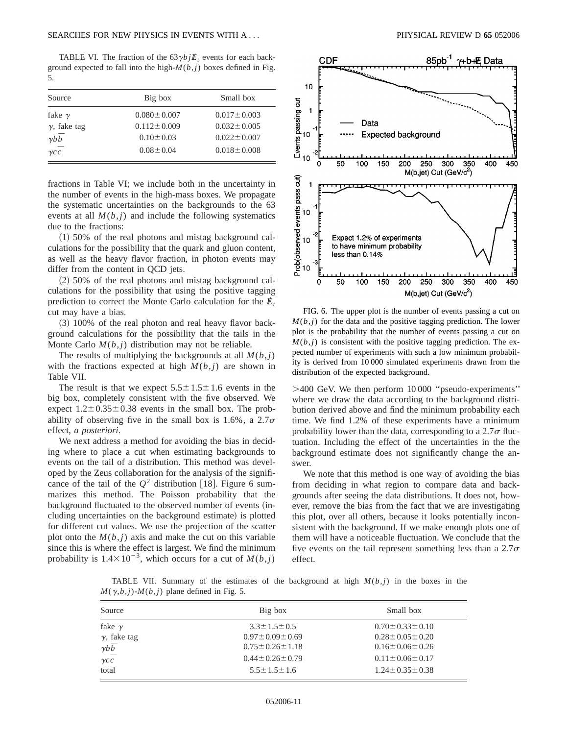TABLE VI. The fraction of the $63\gamma bj\not{E}_t$ events for each background expected to fall into the high-$M(b,j)$ boxes defined in Fig. 5.

| Source | Big box | Small box |
|---|---|---|
| fake $\gamma$ | $0.080\pm0.007$ | $0.017\pm0.003$ |
| $\gamma$, fake tag | $0.112\pm0.009$ | $0.032\pm0.005$ |
| $\gamma b\bar{b}$ | $0.10\pm0.03$ | $0.022\pm0.007$ |
| $\gamma c\bar{c}$ | $0.08\pm0.04$ | $0.018\pm0.008$ |

fractions in Table VI; we include both in the uncertainty in the number of events in the high-mass boxes. We propagate the systematic uncertainties on the backgrounds to the 63 events at all $M(b,j)$ and include the following systematics due to the fractions:

(1) 50% of the real photons and mistag background calculations for the possibility that the quark and gluon content, as well as the heavy flavor fraction, in photon events may differ from the content in QCD jets.

(2) 50% of the real photons and mistag background calculations for the possibility that using the positive tagging prediction to correct the Monte Carlo calculation for the $\not{E}_t$ cut may have a bias.

(3) 100% of the real photon and real heavy flavor background calculations for the possibility that the tails in the Monte Carlo $M(b,j)$ distribution may not be reliable.

The results of multiplying the backgrounds at all $M(b,j)$ with the fractions expected at high $M(b,j)$ are shown in Table VII.

The result is that we expect $5.5\pm1.5\pm1.6$ events in the big box, completely consistent with the five observed. We expect $1.2\pm0.35\pm0.38$ events in the small box. The probability of observing five in the small box is 1.6%, a $2.7\sigma$ effect, *a posteriori*.

We next address a method for avoiding the bias in deciding where to place a cut when estimating backgrounds to events on the tail of a distribution. This method was developed by the Zeus collaboration for the analysis of the significance of the tail of the $Q^2$ distribution [18]. Figure 6 summarizes this method. The Poisson probability that the background fluctuated to the observed number of events (including uncertainties on the background estimate) is plotted for different cut values. We use the projection of the scatter plot onto the $M(b,j)$ axis and make the cut on this variable since this is where the effect is largest. We find the minimum probability is $1.4\times10^{-3}$, which occurs for a cut of $M(b,j)$ $>400$ GeV. We then perform 10 000 "pseudo-experiments" where we draw the data according to the background distribution derived above and find the minimum probability each time. We find 1.2% of these experiments have a minimum probability lower than the data, corresponding to a $2.7\sigma$ fluctuation. Including the effect of the uncertainties in the the background estimate does not significantly change the answer.

FIG. 6. The upper plot is the number of events passing a cut on $M(b,j)$ for the data and the positive tagging prediction. The lower plot is the probability that the number of events passing a cut on $M(b,j)$ is consistent with the positive tagging prediction. The expected number of experiments with such a low minimum probability is derived from 10 000 simulated experiments drawn from the distribution of the expected background.

We note that this method is one way of avoiding the bias from deciding in what region to compare data and backgrounds after seeing the data distributions. It does not, however, remove the bias from the fact that we are investigating this plot, over all others, because it looks potentially inconsistent with the background. If we make enough plots one of them will have a noticeable fluctuation. We conclude that the five events on the tail represent something less than a $2.7\sigma$ effect.

TABLE VII. Summary of the estimates of the background at high $M(b,j)$ in the boxes in the $M(\gamma,b,j)$-$M(b,j)$ plane defined in Fig. 5.

| Source | Big box | Small box |
|---|---|---|
| fake $\gamma$ | $3.3\pm1.5\pm0.5$ | $0.70\pm0.33\pm0.10$ |
| $\gamma$, fake tag | $0.97\pm0.09\pm0.69$ | $0.28\pm0.05\pm0.20$ |
| $\gamma b\bar{b}$ | $0.75\pm0.26\pm1.18$ | $0.16\pm0.06\pm0.26$ |
| $\gamma c\bar{c}$ | $0.44\pm0.26\pm0.79$ | $0.11\pm0.06\pm0.17$ |
| total | $5.5\pm1.5\pm1.6$ | $1.24\pm0.35\pm0.38$ |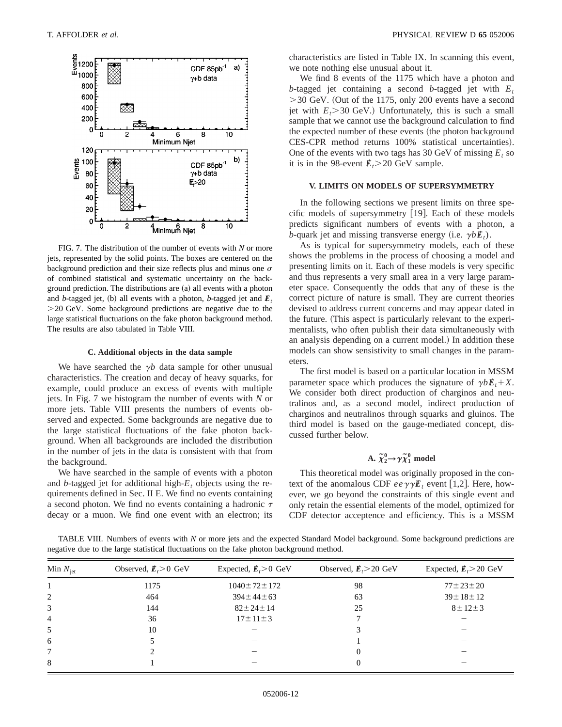FIG. 7. The distribution of the number of events with $N$ or more jets, represented by the solid points. The boxes are centered on the background prediction and their size reflects plus and minus one $\sigma$ of combined statistical and systematic uncertainty on the background prediction. The distributions are (a) all events with a photon and $b$-tagged jet, (b) all events with a photon, $b$-tagged jet and $\not\!\!E_t > 20$ GeV. Some background predictions are negative due to the large statistical fluctuations on the fake photon background method. The results are also tabulated in Table VIII.

### C. Additional objects in the data sample

We have searched the $\gamma b$ data sample for other unusual characteristics. The creation and decay of heavy squarks, for example, could produce an excess of events with multiple jets. In Fig. 7 we histogram the number of events with $N$ or more jets. Table VIII presents the numbers of events observed and expected. Some backgrounds are negative due to the large statistical fluctuations of the fake photon background. When all backgrounds are included the distribution in the number of jets in the data is consistent with that from the background.

We have searched in the sample of events with a photon and $b$-tagged jet for additional high-$E_t$ objects using the requirements defined in Sec. II E. We find no events containing a second photon. We find no events containing a hadronic $\tau$ decay or a muon. We find one event with an electron; its characteristics are listed in Table IX. In scanning this event, we note nothing else unusual about it.

We find 8 events of the 1175 which have a photon and $b$-tagged jet containing a second $b$-tagged jet with $E_t > 30$ GeV. (Out of the 1175, only 200 events have a second jet with $E_t > 30$ GeV.) Unfortunately, this is such a small sample that we cannot use the background calculation to find the expected number of these events (the photon background CES-CPR method returns 100% statistical uncertainties). One of the events with two tags has 30 GeV of missing $E_t$ so it is in the 98-event $\not\!\!E_t > 20$ GeV sample.

## V. LIMITS ON MODELS OF SUPERSYMMETRY

In the following sections we present limits on three specific models of supersymmetry [19]. Each of these models predicts significant numbers of events with a photon, a $b$-quark jet and missing transverse energy (i.e. $\gamma b \not\!\!E_t$).

As is typical for supersymmetry models, each of these shows the problems in the process of choosing a model and presenting limits on it. Each of these models is very specific and thus represents a very small area in a very large parameter space. Consequently the odds that any of these is the correct picture of nature is small. They are current theories devised to address current concerns and may appear dated in the future. (This aspect is particularly relevant to the experimentalists, who often publish their data simultaneously with an analysis depending on a current model.) In addition these models can show sensistivity to small changes in the parameters.

The first model is based on a particular location in MSSM parameter space which produces the signature of $\gamma b \not\!\!E_t + X$. We consider both direct production of charginos and neutralinos and, as a second model, indirect production of charginos and neutralinos through squarks and gluinos. The third model is based on the gauge-mediated concept, discussed further below.

### A. $\tilde{\chi}_2^0 \rightarrow \gamma \tilde{\chi}_1^0$ model

This theoretical model was originally proposed in the context of the anomalous CDF $ee\gamma\gamma\not\!\!E_t$ event [1,2]. Here, however, we go beyond the constraints of this single event and only retain the essential elements of the model, optimized for CDF detector acceptence and efficiency. This is a MSSM

TABLE VIII. Numbers of events with $N$ or more jets and the expected Standard Model background. Some background predictions are negative due to the large statistical fluctuations on the fake photon background method.

| Min $N_{\rm jet}$ | Observed, $\not\!\!E_t > 0$ GeV | Expected, $\not\!\!E_t > 0$ GeV | Observed, $\not\!\!E_t > 20$ GeV | Expected, $\not\!\!E_t > 20$ GeV |
|---|---|---|---|---|
| 1 | 1175 | $1040 \pm 72 \pm 172$ | 98 | $77 \pm 23 \pm 20$ |
| 2 | 464 | $394 \pm 44 \pm 63$ | 63 | $39 \pm 18 \pm 12$ |
| 3 | 144 | $82 \pm 24 \pm 14$ | 25 | $-8 \pm 12 \pm 3$ |
| 4 | 36 | $17 \pm 11 \pm 3$ | 7 | – |
| 5 | 10 | – | 3 | – |
| 6 | 5 | – | 1 | – |
| 7 | 2 | – | 0 | – |
| 8 | 1 | – | 0 | – |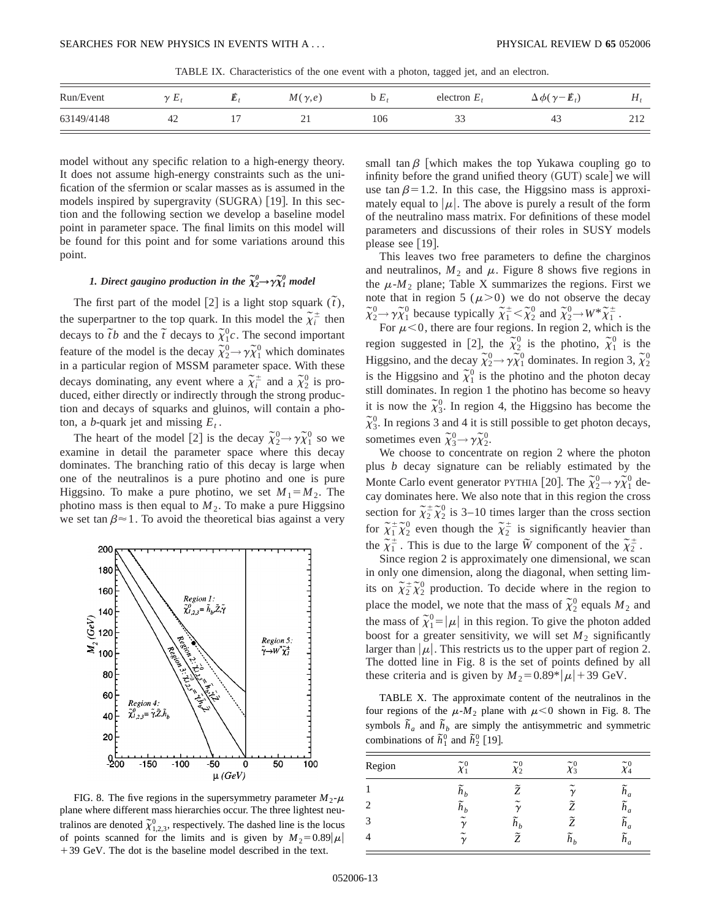TABLE IX. Characteristics of the one event with a photon, tagged jet, and an electron.

| Run/Event | $\gamma$ $E_t$ | $\not\!\!E_t$ | $M(\gamma,e)$ | b $E_t$ | electron $E_t$ | $\Delta\phi(\gamma-\not\!\!E_t)$ | $H_t$ |
|---|---|---|---|---|---|---|---|
| 63149/4148 | 42 | 17 | 21 | 106 | 33 | 43 | 212 |

model without any specific relation to a high-energy theory. It does not assume high-energy constraints such as the unification of the sfermion or scalar masses as is assumed in the models inspired by supergravity (SUGRA) [19]. In this section and the following section we develop a baseline model point in parameter space. The final limits on this model will be found for this point and for some variations around this point.

### 1. Direct gaugino production in the $\tilde{\chi}_2^0 \rightarrow \gamma\tilde{\chi}_1^0$ model

The first part of the model [2] is a light stop squark ($\tilde{t}$), the superpartner to the top quark. In this model the $\tilde{\chi}_i^\pm$ then decays to $\tilde{t}b$ and the $\tilde{t}$ decays to $\tilde{\chi}_1^0 c$. The second important feature of the model is the decay $\tilde{\chi}_2^0 \rightarrow \gamma\tilde{\chi}_1^0$ which dominates in a particular region of MSSM parameter space. With these decays dominating, any event where a $\tilde{\chi}_i^\pm$ and a $\tilde{\chi}_2^0$ is produced, either directly or indirectly through the strong production and decays of squarks and gluinos, will contain a photon, a $b$-quark jet and missing $E_t$.

The heart of the model [2] is the decay $\tilde{\chi}_2^0 \rightarrow \gamma\tilde{\chi}_1^0$ so we examine in detail the parameter space where this decay dominates. The branching ratio of this decay is large when one of the neutralinos is a pure photino and one is pure Higgsino. To make a pure photino, we set $M_1 = M_2$. The photino mass is then equal to $M_2$. To make a pure Higgsino we set $\tan\beta \approx 1$. To avoid the theoretical bias against a very small $\tan\beta$ [which makes the top Yukawa coupling go to infinity before the grand unified theory (GUT) scale] we will use $\tan\beta = 1.2$. In this case, the Higgsino mass is approximately equal to $|\mu|$. The above is purely a result of the form of the neutralino mass matrix. For definitions of these model parameters and discussions of their roles in SUSY models please see [19].

This leaves two free parameters to define the charginos and neutralinos, $M_2$ and $\mu$. Figure 8 shows five regions in the $\mu$-$M_2$ plane; Table X summarizes the regions. First we note that in region 5 ($\mu > 0$) we do not observe the decay $\tilde{\chi}_2^0 \rightarrow \gamma\tilde{\chi}_1^0$ because typically $\tilde{\chi}_1^\pm < \tilde{\chi}_2^0$ and $\tilde{\chi}_2^0 \rightarrow W^*\tilde{\chi}_1^\pm$.

For $\mu < 0$, there are four regions. In region 2, which is the region suggested in [2], the $\tilde{\chi}_2^0$ is the photino, $\tilde{\chi}_1^0$ is the Higgsino, and the decay $\tilde{\chi}_2^0 \rightarrow \gamma\tilde{\chi}_1^0$ dominates. In region 3, $\tilde{\chi}_2^0$ is the Higgsino and $\tilde{\chi}_1^0$ is the photino and the photon decay still dominates. In region 1 the photino has become so heavy it is now the $\tilde{\chi}_3^0$. In region 4, the Higgsino has become the $\tilde{\chi}_3^0$. In regions 3 and 4 it is still possible to get photon decays, sometimes even $\tilde{\chi}_3^0 \rightarrow \gamma\tilde{\chi}_2^0$.

We choose to concentrate on region 2 where the photon plus $b$ decay signature can be reliably estimated by the Monte Carlo event generator PYTHIA [20]. The $\tilde{\chi}_2^0 \rightarrow \gamma\tilde{\chi}_1^0$ decay dominates here. We also note that in this region the cross section for $\tilde{\chi}_2^\pm\tilde{\chi}_2^0$ is 3–10 times larger than the cross section for $\tilde{\chi}_1^\pm\tilde{\chi}_2^0$ even though the $\tilde{\chi}_2^\pm$ is significantly heavier than the $\tilde{\chi}_1^\pm$. This is due to the large $\tilde{W}$ component of the $\tilde{\chi}_2^\pm$.

Since region 2 is approximately one dimensional, we scan in only one dimension, along the diagonal, when setting limits on $\tilde{\chi}_2^\pm\tilde{\chi}_2^0$ production. To decide where in the region to place the model, we note that the mass of $\tilde{\chi}_2^0$ equals $M_2$ and the mass of $\tilde{\chi}_1^0 = |\mu|$ in this region. To give the photon added boost for a greater sensitivity, we will set $M_2$ significantly larger than $|\mu|$. This restricts us to the upper part of region 2. The dotted line in Fig. 8 is the set of points defined by all these criteria and is given by $M_2 = 0.89*|\mu| + 39$ GeV.

FIG. 8. The five regions in the supersymmetry parameter $M_2$-$\mu$ plane where different mass hierarchies occur. The three lightest neutralinos are denoted $\tilde{\chi}_{1,2,3}^0$, respectively. The dashed line is the locus of points scanned for the limits and is given by $M_2 = 0.89|\mu| + 39$ GeV. The dot is the baseline model described in the text.

TABLE X. The approximate content of the neutralinos in the four regions of the $\mu$-$M_2$ plane with $\mu < 0$ shown in Fig. 8. The symbols $\tilde{h}_a$ and $\tilde{h}_b$ are simply the antisymmetric and symmetric combinations of $\tilde{h}_1^0$ and $\tilde{h}_2^0$ [19].

| Region | $\tilde{\chi}_1^0$ | $\tilde{\chi}_2^0$ | $\tilde{\chi}_3^0$ | $\tilde{\chi}_4^0$ |
|---|---|---|---|---|
| 1 | $\tilde{h}_b$ | $\tilde{Z}$ | $\tilde{\gamma}$ | $\tilde{h}_a$ |
| 2 | $\tilde{h}_b$ | $\tilde{\gamma}$ | $\tilde{Z}$ | $\tilde{h}_a$ |
| 3 | $\tilde{\gamma}$ | $\tilde{h}_b$ | $\tilde{Z}$ | $\tilde{h}_a$ |
| 4 | $\tilde{\gamma}$ | $\tilde{Z}$ | $\tilde{h}_b$ | $\tilde{h}_a$ |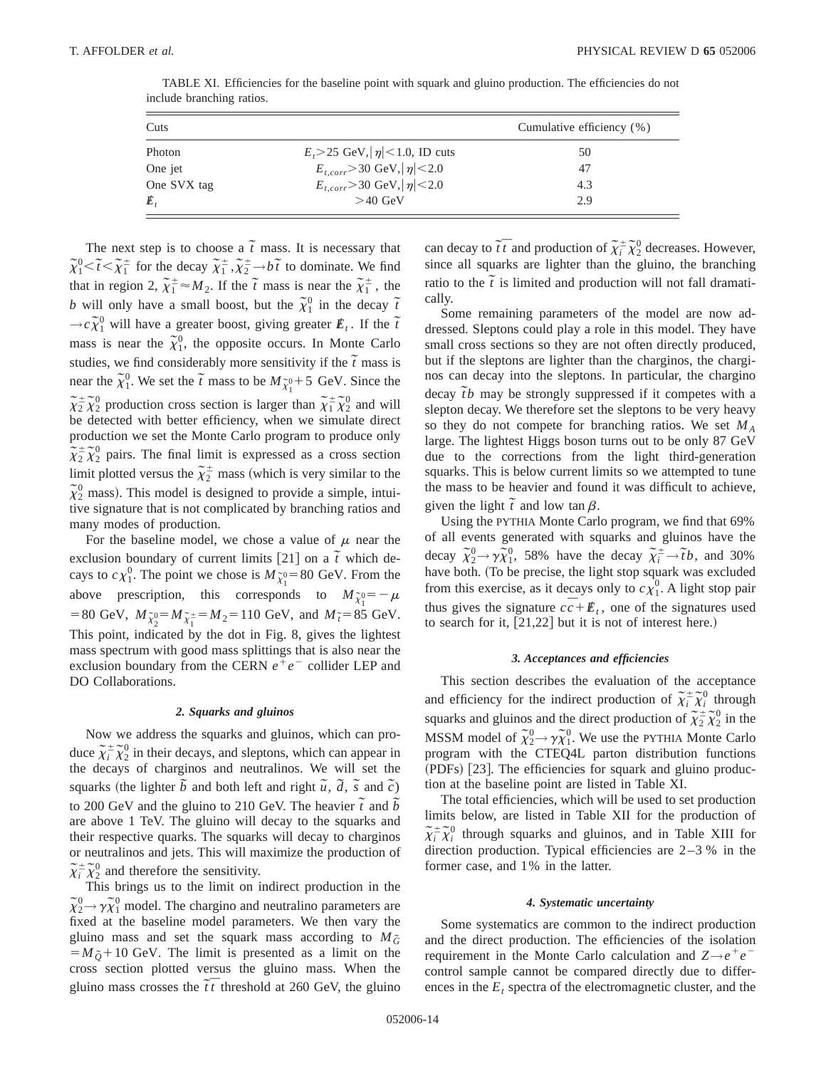TABLE XI. Efficiencies for the baseline point with squark and gluino production. The efficiencies do not include branching ratios.

| Cuts | | Cumulative efficiency (%) |
|---|---|---|
| Photon | $E_t > 25$ GeV, $\lvert\eta\rvert < 1.0$, ID cuts | 50 |
| One jet | $E_{t,corr} > 30$ GeV, $\lvert\eta\rvert < 2.0$ | 47 |
| One SVX tag | $E_{t,corr} > 30$ GeV, $\lvert\eta\rvert < 2.0$ | 4.3 |
| $\not\!\!E_t$ | $> 40$ GeV | 2.9 |

The next step is to choose a $\tilde{t}$ mass. It is necessary that $\tilde{\chi}_1^0 < \tilde{t} < \tilde{\chi}_1^\pm$ for the decay $\tilde{\chi}_1^\pm, \tilde{\chi}_2^\pm \rightarrow b\tilde{t}$ to dominate. We find that in region 2, $\tilde{\chi}_1^\pm \approx M_2$. If the $\tilde{t}$ mass is near the $\tilde{\chi}_1^\pm$, the $b$ will only have a small boost, but the $\tilde{\chi}_1^0$ in the decay $\tilde{t} \rightarrow c\tilde{\chi}_1^0$ will have a greater boost, giving greater $\not\!\!E_t$. If the $\tilde{t}$ mass is near the $\tilde{\chi}_1^0$, the opposite occurs. In Monte Carlo studies, we find considerably more sensitivity if the $\tilde{t}$ mass is near the $\tilde{\chi}_1^0$. We set the $\tilde{t}$ mass to be $M_{\tilde{\chi}_1^0} + 5$ GeV. Since the $\tilde{\chi}_2^\pm \tilde{\chi}_2^0$ production cross section is larger than $\tilde{\chi}_1^\pm \tilde{\chi}_2^0$ and will be detected with better efficiency, when we simulate direct production we set the Monte Carlo program to produce only $\tilde{\chi}_2^\pm \tilde{\chi}_2^0$ pairs. The final limit is expressed as a cross section limit plotted versus the $\tilde{\chi}_2^\pm$ mass (which is very similar to the $\tilde{\chi}_2^0$ mass). This model is designed to provide a simple, intuitive signature that is not complicated by branching ratios and many modes of production.

For the baseline model, we chose a value of $\mu$ near the exclusion boundary of current limits [21] on a $\tilde{t}$ which decays to $c\chi_1^0$. The point we chose is $M_{\tilde{\chi}_1^0} = 80$ GeV. From the above prescription, this corresponds to $M_{\tilde{\chi}_1^0} = -\mu = 80$ GeV, $M_{\tilde{\chi}_2^0} = M_{\tilde{\chi}_1^\pm} = M_2 = 110$ GeV, and $M_{\tilde{t}} = 85$ GeV. This point, indicated by the dot in Fig. 8, gives the lightest mass spectrum with good mass splittings that is also near the exclusion boundary from the CERN $e^+e^-$ collider LEP and DO Collaborations.

### 2. Squarks and gluinos

Now we address the squarks and gluinos, which can produce $\tilde{\chi}_i^\pm \tilde{\chi}_2^0$ in their decays, and sleptons, which can appear in the decays of charginos and neutralinos. We will set the squarks (the lighter $\tilde{b}$ and both left and right $\tilde{u}$, $\tilde{d}$, $\tilde{s}$ and $\tilde{c}$) to 200 GeV and the gluino to 210 GeV. The heavier $\tilde{t}$ and $\tilde{b}$ are above 1 TeV. The gluino will decay to the squarks and their respective quarks. The squarks will decay to charginos or neutralinos and jets. This will maximize the production of $\tilde{\chi}_i^\pm \tilde{\chi}_2^0$ and therefore the sensitivity.

This brings us to the limit on indirect production in the $\tilde{\chi}_2^0 \rightarrow \gamma\tilde{\chi}_1^0$ model. The chargino and neutralino parameters are fixed at the baseline model parameters. We then vary the gluino mass and set the squark mass according to $M_{\tilde{G}} = M_{\tilde{Q}} + 10$ GeV. The limit is presented as a limit on the cross section plotted versus the gluino mass. When the gluino mass crosses the $\tilde{t}\bar{t}$ threshold at 260 GeV, the gluino can decay to $\tilde{t}\bar{t}$ and production of $\tilde{\chi}_i^\pm \tilde{\chi}_2^0$ decreases. However, since all squarks are lighter than the gluino, the branching ratio to the $\tilde{t}$ is limited and production will not fall dramatically.

Some remaining parameters of the model are now addressed. Sleptons could play a role in this model. They have small cross sections so they are not often directly produced, but if the sleptons are lighter than the charginos, the charginos can decay into the sleptons. In particular, the chargino decay $\tilde{t}b$ may be strongly suppressed if it competes with a slepton decay. We therefore set the sleptons to be very heavy so they do not compete for branching ratios. We set $M_A$ large. The lightest Higgs boson turns out to be only 87 GeV due to the corrections from the light third-generation squarks. This is below current limits so we attempted to tune the mass to be heavier and found it was difficult to achieve, given the light $\tilde{t}$ and low $\tan\beta$.

Using the PYTHIA Monte Carlo program, we find that 69% of all events generated with squarks and gluinos have the decay $\tilde{\chi}_2^0 \rightarrow \gamma\tilde{\chi}_1^0$, 58% have the decay $\tilde{\chi}_i^\pm \rightarrow \tilde{t}b$, and 30% have both. (To be precise, the light stop squark was excluded from this exercise, as it decays only to $c\chi_1^0$. A light stop pair thus gives the signature $c\bar{c} + \not\!\!E_t$, one of the signatures used to search for it, [21,22] but it is not of interest here.)

### 3. Acceptances and efficiencies

This section describes the evaluation of the acceptance and efficiency for the indirect production of $\tilde{\chi}_i^\pm \tilde{\chi}_i^0$ through squarks and gluinos and the direct production of $\tilde{\chi}_2^\pm \tilde{\chi}_2^0$ in the MSSM model of $\tilde{\chi}_2^0 \rightarrow \gamma\tilde{\chi}_1^0$. We use the PYTHIA Monte Carlo program with the CTEQ4L parton distribution functions (PDFs) [23]. The efficiencies for squark and gluino production at the baseline point are listed in Table XI.

The total efficiencies, which will be used to set production limits below, are listed in Table XII for the production of $\tilde{\chi}_i^\pm \tilde{\chi}_i^0$ through squarks and gluinos, and in Table XIII for direction production. Typical efficiencies are 2–3 % in the former case, and 1% in the latter.

### 4. Systematic uncertainty

Some systematics are common to the indirect production and the direct production. The efficiencies of the isolation requirement in the Monte Carlo calculation and $Z \rightarrow e^+e^-$ control sample cannot be compared directly due to differences in the $E_t$ spectra of the electromagnetic cluster, and the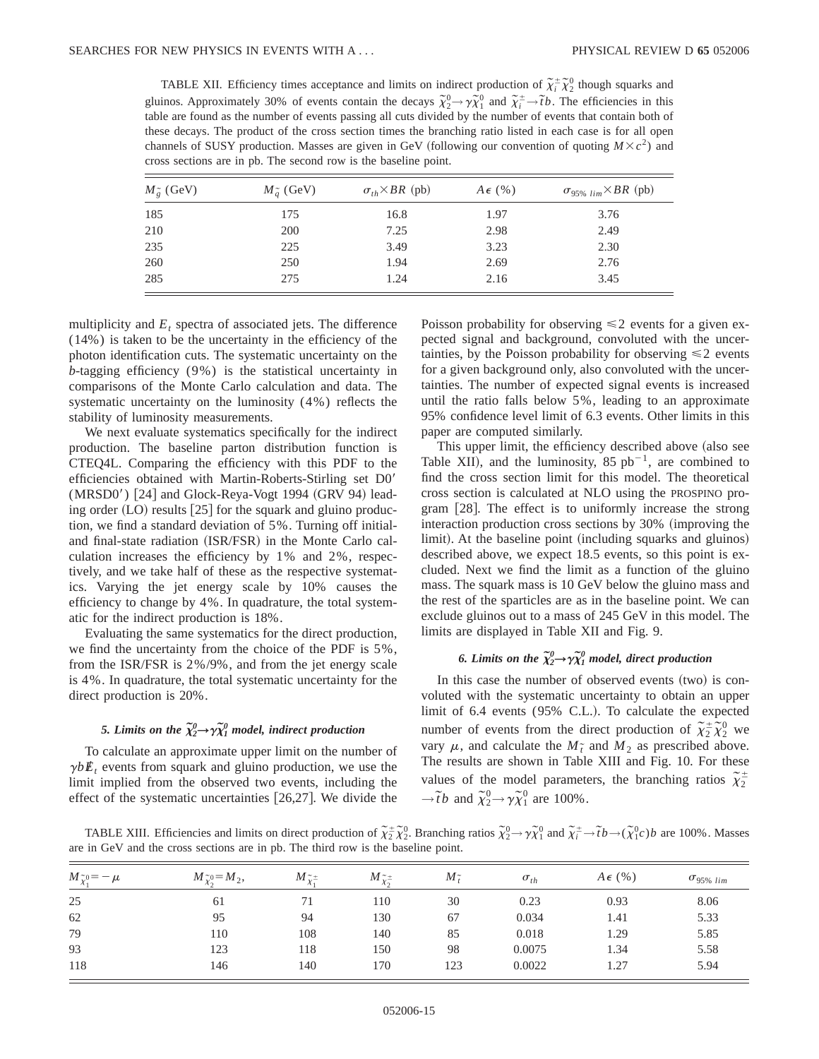TABLE XII. Efficiency times acceptance and limits on indirect production of $\tilde{\chi}_i^{\pm}\tilde{\chi}_2^0$ though squarks and gluinos. Approximately 30% of events contain the decays $\tilde{\chi}_2^0 \to \gamma\tilde{\chi}_1^0$ and $\tilde{\chi}_i^{\pm} \to \tilde{t}b$. The efficiencies in this table are found as the number of events passing all cuts divided by the number of events that contain both of these decays. The product of the cross section times the branching ratio listed in each case is for all open channels of SUSY production. Masses are given in GeV (following our convention of quoting $M \times c^2$) and cross sections are in pb. The second row is the baseline point.

| $M_{\tilde{g}}$ (GeV) | $M_{\tilde{q}}$ (GeV) | $\sigma_{th} \times BR$ (pb) | $A\epsilon$ (%) | $\sigma_{95\%\ lim} \times BR$ (pb) |
|---|---|---|---|---|
| 185 | 175 | 16.8 | 1.97 | 3.76 |
| 210 | 200 | 7.25 | 2.98 | 2.49 |
| 235 | 225 | 3.49 | 3.23 | 2.30 |
| 260 | 250 | 1.94 | 2.69 | 2.76 |
| 285 | 275 | 1.24 | 2.16 | 3.45 |

multiplicity and $E_t$ spectra of associated jets. The difference (14%) is taken to be the uncertainty in the efficiency of the photon identification cuts. The systematic uncertainty on the $b$-tagging efficiency (9%) is the statistical uncertainty in comparisons of the Monte Carlo calculation and data. The systematic uncertainty on the luminosity (4%) reflects the stability of luminosity measurements.

We next evaluate systematics specifically for the indirect production. The baseline parton distribution function is CTEQ4L. Comparing the efficiency with this PDF to the efficiencies obtained with Martin-Roberts-Stirling set D0′ (MRSD0′) [24] and Glock-Reya-Vogt 1994 (GRV 94) leading order (LO) results [25] for the squark and gluino production, we find a standard deviation of 5%. Turning off initial- and final-state radiation (ISR/FSR) in the Monte Carlo calculation increases the efficiency by 1% and 2%, respectively, and we take half of these as the respective systematics. Varying the jet energy scale by 10% causes the efficiency to change by 4%. In quadrature, the total systematic for the indirect production is 18%.

Evaluating the same systematics for the direct production, we find the uncertainty from the choice of the PDF is 5%, from the ISR/FSR is 2%/9%, and from the jet energy scale is 4%. In quadrature, the total systematic uncertainty for the direct production is 20%.

#### 5. Limits on the $\tilde{\chi}_2^0 \to \gamma\tilde{\chi}_1^0$ model, indirect production

To calculate an approximate upper limit on the number of $\gamma b \not{E}_t$ events from squark and gluino production, we use the limit implied from the observed two events, including the effect of the systematic uncertainties [26,27]. We divide the Poisson probability for observing $\leqslant 2$ events for a given expected signal and background, convoluted with the uncertainties, by the Poisson probability for observing $\leqslant 2$ events for a given background only, also convoluted with the uncertainties. The number of expected signal events is increased until the ratio falls below 5%, leading to an approximate 95% confidence level limit of 6.3 events. Other limits in this paper are computed similarly.

This upper limit, the efficiency described above (also see Table XII), and the luminosity, 85 pb$^{-1}$, are combined to find the cross section limit for this model. The theoretical cross section is calculated at NLO using the PROSPINO program [28]. The effect is to uniformly increase the strong interaction production cross sections by 30% (improving the limit). At the baseline point (including squarks and gluinos) described above, we expect 18.5 events, so this point is excluded. Next we find the limit as a function of the gluino mass. The squark mass is 10 GeV below the gluino mass and the rest of the sparticles are as in the baseline point. We can exclude gluinos out to a mass of 245 GeV in this model. The limits are displayed in Table XII and Fig. 9.

#### 6. Limits on the $\tilde{\chi}_2^0 \to \gamma\tilde{\chi}_1^0$ model, direct production

In this case the number of observed events (two) is convoluted with the systematic uncertainty to obtain an upper limit of 6.4 events (95% C.L.). To calculate the expected number of events from the direct production of $\tilde{\chi}_2^{\pm}\tilde{\chi}_2^0$ we vary $\mu$, and calculate the $M_{\tilde{t}}$ and $M_2$ as prescribed above. The results are shown in Table XIII and Fig. 10. For these values of the model parameters, the branching ratios $\tilde{\chi}_2^{\pm} \to \tilde{t}b$ and $\tilde{\chi}_2^0 \to \gamma\tilde{\chi}_1^0$ are 100%.

TABLE XIII. Efficiencies and limits on direct production of $\tilde{\chi}_2^{\pm}\tilde{\chi}_2^0$. Branching ratios $\tilde{\chi}_2^0 \to \gamma\tilde{\chi}_1^0$ and $\tilde{\chi}_i^{\pm} \to \tilde{t}b \to (\tilde{\chi}_1^0 c)b$ are 100%. Masses are in GeV and the cross sections are in pb. The third row is the baseline point.

| $M_{\tilde{\chi}_1^0} = -\mu$ | $M_{\tilde{\chi}_2^0} = M_2$, | $M_{\tilde{\chi}_1^{\pm}}$ | $M_{\tilde{\chi}_2^{\pm}}$ | $M_{\tilde{t}}$ | $\sigma_{th}$ | $A\epsilon$ (%) | $\sigma_{95\%\ lim}$ |
|---|---|---|---|---|---|---|---|
| 25 | 61 | 71 | 110 | 30 | 0.23 | 0.93 | 8.06 |
| 62 | 95 | 94 | 130 | 67 | 0.034 | 1.41 | 5.33 |
| 79 | 110 | 108 | 140 | 85 | 0.018 | 1.29 | 5.85 |
| 93 | 123 | 118 | 150 | 98 | 0.0075 | 1.34 | 5.58 |
| 118 | 146 | 140 | 170 | 123 | 0.0022 | 1.27 | 5.94 |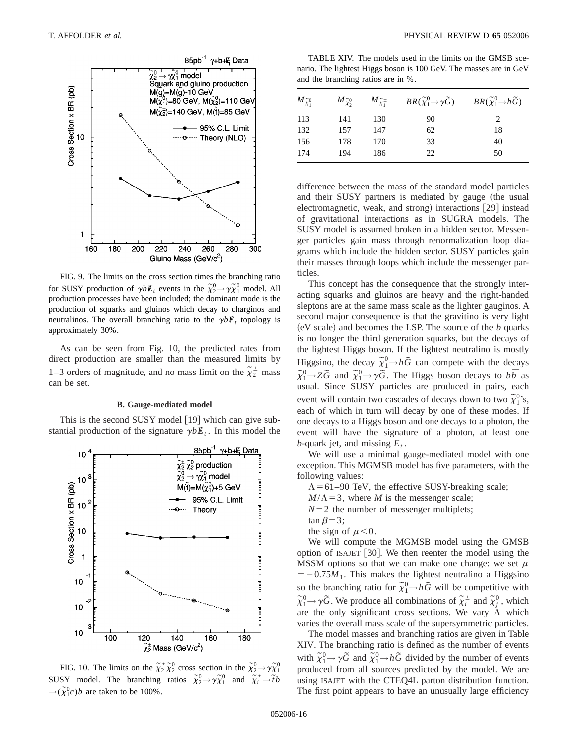FIG. 9. The limits on the cross section times the branching ratio for SUSY production of $\gamma b \not{E}_t$ events in the $\tilde{\chi}_2^0 \to \gamma \tilde{\chi}_1^0$ model. All production processes have been included; the dominant mode is the production of squarks and gluinos which decay to charginos and neutralinos. The overall branching ratio to the $\gamma b \not{E}_t$ topology is approximately 30%.

As can be seen from Fig. 10, the predicted rates from direct production are smaller than the measured limits by 1–3 orders of magnitude, and no mass limit on the $\tilde{\chi}_2^{\pm}$ mass can be set.

### B. Gauge-mediated model

This is the second SUSY model [19] which can give substantial production of the signature $\gamma b \not{E}_t$. In this model the difference between the mass of the standard model particles and their SUSY partners is mediated by gauge (the usual electromagnetic, weak, and strong) interactions [29] instead of gravitational interactions as in SUGRA models. The SUSY model is assumed broken in a hidden sector. Messenger particles gain mass through renormalization loop diagrams which include the hidden sector. SUSY particles gain their masses through loops which include the messenger particles.

This concept has the consequence that the strongly interacting squarks and gluinos are heavy and the right-handed sleptons are at the same mass scale as the lighter gauginos. A second major consequence is that the gravitino is very light (eV scale) and becomes the LSP. The source of the $b$ quarks is no longer the third generation squarks, but the decays of the lightest Higgs boson. If the lightest neutralino is mostly Higgsino, the decay $\tilde{\chi}_1^0 \to h\tilde{G}$ can compete with the decays $\tilde{\chi}_1^0 \to Z\tilde{G}$ and $\tilde{\chi}_1^0 \to \gamma\tilde{G}$. The Higgs boson decays to $b\bar{b}$ as usual. Since SUSY particles are produced in pairs, each event will contain two cascades of decays down to two $\tilde{\chi}_1^0$'s, each of which in turn will decay by one of these modes. If one decays to a Higgs boson and one decays to a photon, the event will have the signature of a photon, at least one $b$-quark jet, and missing $E_t$.

We will use a minimal gauge-mediated model with one exception. This MGMSB model has five parameters, with the following values:

$\Lambda = 61$–$90$ TeV, the effective SUSY-breaking scale;

$M/\Lambda = 3$, where $M$ is the messenger scale;

$N = 2$ the number of messenger multiplets;

$\tan\beta = 3$;

the sign of $\mu < 0$.

We will compute the MGMSB model using the GMSB option of ISAJET [30]. We then reenter the model using the MSSM options so that we can make one change: we set $\mu = -0.75 M_1$. This makes the lightest neutralino a Higgsino so the branching ratio for $\tilde{\chi}_1^0 \to h\tilde{G}$ will be competitive with $\tilde{\chi}_1^0 \to \gamma\tilde{G}$. We produce all combinations of $\tilde{\chi}_i^{\pm}$ and $\tilde{\chi}_j^0$, which are the only significant cross sections. We vary $\Lambda$ which varies the overall mass scale of the supersymmetric particles.

The model masses and branching ratios are given in Table XIV. The branching ratio is defined as the number of events with $\tilde{\chi}_1^0 \to \gamma\tilde{G}$ and $\tilde{\chi}_1^0 \to h\tilde{G}$ divided by the number of events produced from all sources predicted by the model. We are using ISAJET with the CTEQ4L parton distribution function. The first point appears to have an unusually large efficiency

FIG. 10. The limits on the $\tilde{\chi}_2^{\pm}\tilde{\chi}_2^0$ cross section in the $\tilde{\chi}_2^0 \to \gamma\tilde{\chi}_1^0$ SUSY model. The branching ratios $\tilde{\chi}_2^0 \to \gamma\tilde{\chi}_1^0$ and $\tilde{\chi}_i^{\pm} \to \tilde{t} b \to (\tilde{\chi}_1^0 c) b$ are taken to be 100%.

TABLE XIV. The models used in the limits on the GMSB scenario. The lightest Higgs boson is 100 GeV. The masses are in GeV and the branching ratios are in %.

| $M_{\tilde{\chi}_1^0}$ | $M_{\tilde{\chi}_2^0}$ | $M_{\tilde{\chi}_1^{\pm}}$ | $BR(\tilde{\chi}_1^0 \to \gamma\tilde{G})$ | $BR(\tilde{\chi}_1^0 \to h\tilde{G})$ |
|---|---|---|---|---|
| 113 | 141 | 130 | 90 | 2 |
| 132 | 157 | 147 | 62 | 18 |
| 156 | 178 | 170 | 33 | 40 |
| 174 | 194 | 186 | 22 | 50 |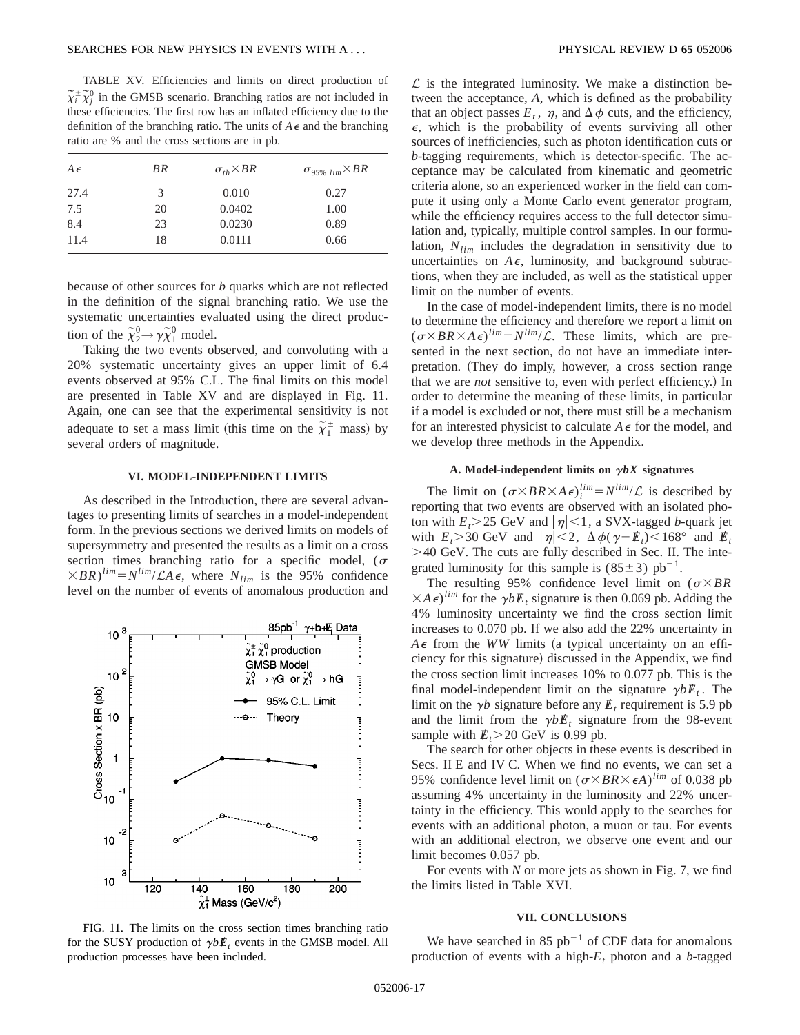TABLE XV. Efficiencies and limits on direct production of $\tilde{\chi}_i^{\pm}\tilde{\chi}_j^0$ in the GMSB scenario. Branching ratios are not included in these efficiencies. The first row has an inflated efficiency due to the definition of the branching ratio. The units of $A\epsilon$ and the branching ratio are % and the cross sections are in pb.

| $A\epsilon$ | $BR$ | $\sigma_{th}\times BR$ | $\sigma_{95\%\ lim}\times BR$ |
|---|---|---|---|
| 27.4 | 3 | 0.010 | 0.27 |
| 7.5 | 20 | 0.0402 | 1.00 |
| 8.4 | 23 | 0.0230 | 0.89 |
| 11.4 | 18 | 0.0111 | 0.66 |

because of other sources for $b$ quarks which are not reflected in the definition of the signal branching ratio. We use the systematic uncertainties evaluated using the direct production of the $\tilde{\chi}_2^0 \rightarrow \gamma\tilde{\chi}_1^0$ model.

Taking the two events observed, and convoluting with a 20% systematic uncertainty gives an upper limit of 6.4 events observed at 95% C.L. The final limits on this model are presented in Table XV and are displayed in Fig. 11. Again, one can see that the experimental sensitivity is not adequate to set a mass limit (this time on the $\tilde{\chi}_1^{\pm}$ mass) by several orders of magnitude.

## VI. MODEL-INDEPENDENT LIMITS

As described in the Introduction, there are several advantages to presenting limits of searches in a model-independent form. In the previous sections we derived limits on models of supersymmetry and presented the results as a limit on a cross section times branching ratio for a specific model, $(\sigma\times BR)^{lim}=N^{lim}/\mathcal{L}A\epsilon$, where $N_{lim}$ is the 95% confidence level on the number of events of anomalous production and

FIG. 11. The limits on the cross section times branching ratio for the SUSY production of $\gamma b \not\!\!E_t$ events in the GMSB model. All production processes have been included.

$\mathcal{L}$ is the integrated luminosity. We make a distinction between the acceptance, $A$, which is defined as the probability that an object passes $E_t$, $\eta$, and $\Delta\phi$ cuts, and the efficiency, $\epsilon$, which is the probability of events surviving all other sources of inefficiencies, such as photon identification cuts or $b$-tagging requirements, which is detector-specific. The acceptance may be calculated from kinematic and geometric criteria alone, so an experienced worker in the field can compute it using only a Monte Carlo event generator program, while the efficiency requires access to the full detector simulation and, typically, multiple control samples. In our formulation, $N_{lim}$ includes the degradation in sensitivity due to uncertainties on $A\epsilon$, luminosity, and background subtractions, when they are included, as well as the statistical upper limit on the number of events.

In the case of model-independent limits, there is no model to determine the efficiency and therefore we report a limit on $(\sigma\times BR\times A\epsilon)^{lim}=N^{lim}/\mathcal{L}$. These limits, which are presented in the next section, do not have an immediate interpretation. (They do imply, however, a cross section range that we are *not* sensitive to, even with perfect efficiency.) In order to determine the meaning of these limits, in particular if a model is excluded or not, there must still be a mechanism for an interested physicist to calculate $A\epsilon$ for the model, and we develop three methods in the Appendix.

### A. Model-independent limits on $\gamma bX$ signatures

The limit on $(\sigma\times BR\times A\epsilon)_i^{lim}=N^{lim}/\mathcal{L}$ is described by reporting that two events are observed with an isolated photon with $E_t>25$ GeV and $|\eta|<1$, a SVX-tagged $b$-quark jet with $E_t>30$ GeV and $|\eta|<2$, $\Delta\phi(\gamma-\not\!\!E_t)<168°$ and $\not\!\!E_t>40$ GeV. The cuts are fully described in Sec. II. The integrated luminosity for this sample is $(85\pm3)$ pb$^{-1}$.

The resulting 95% confidence level limit on $(\sigma\times BR\times A\epsilon)^{lim}$ for the $\gamma b\not\!\!E_t$ signature is then 0.069 pb. Adding the 4% luminosity uncertainty we find the cross section limit increases to 0.070 pb. If we also add the 22% uncertainty in $A\epsilon$ from the $WW$ limits (a typical uncertainty on an efficiency for this signature) discussed in the Appendix, we find the cross section limit increases 10% to 0.077 pb. This is the final model-independent limit on the signature $\gamma b\not\!\!E_t$. The limit on the $\gamma b$ signature before any $\not\!\!E_t$ requirement is 5.9 pb and the limit from the $\gamma b\not\!\!E_t$ signature from the 98-event sample with $\not\!\!E_t>20$ GeV is 0.99 pb.

The search for other objects in these events is described in Secs. II E and IV C. When we find no events, we can set a 95% confidence level limit on $(\sigma\times BR\times\epsilon A)^{lim}$ of 0.038 pb assuming 4% uncertainty in the luminosity and 22% uncertainty in the efficiency. This would apply to the searches for events with an additional photon, a muon or tau. For events with an additional electron, we observe one event and our limit becomes 0.057 pb.

For events with $N$ or more jets as shown in Fig. 7, we find the limits listed in Table XVI.

## VII. CONCLUSIONS

We have searched in 85 pb$^{-1}$ of CDF data for anomalous production of events with a high-$E_t$ photon and a $b$-tagged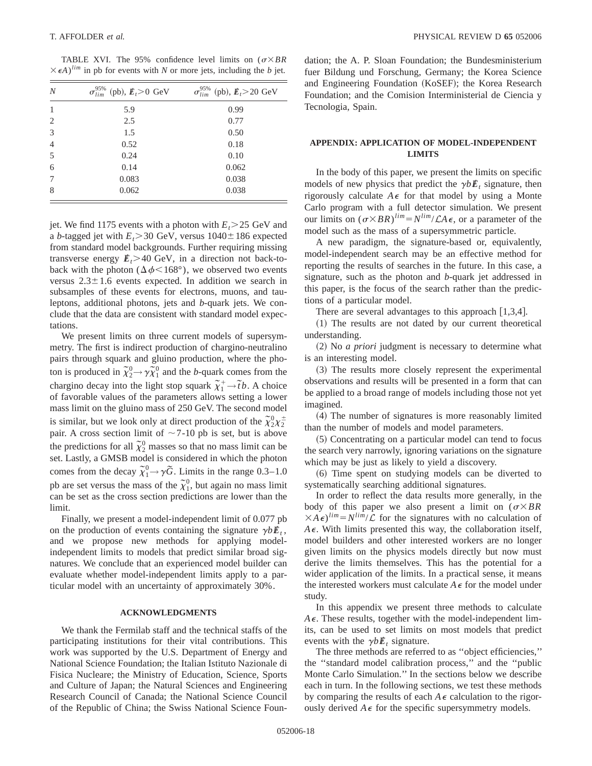TABLE XVI. The 95% confidence level limits on $(\sigma\times BR\times\epsilon A)^{lim}$ in pb for events with $N$ or more jets, including the $b$ jet.

| $N$ | $\sigma_{lim}^{95\%}$ (pb), $\not\!E_t>0$ GeV | $\sigma_{lim}^{95\%}$ (pb), $\not\!E_t>20$ GeV |
|---|---|---|
| 1 | 5.9 | 0.99 |
| 2 | 2.5 | 0.77 |
| 3 | 1.5 | 0.50 |
| 4 | 0.52 | 0.18 |
| 5 | 0.24 | 0.10 |
| 6 | 0.14 | 0.062 |
| 7 | 0.083 | 0.038 |
| 8 | 0.062 | 0.038 |

jet. We find 1175 events with a photon with $E_t>25$ GeV and a $b$-tagged jet with $E_t>30$ GeV, versus $1040\pm186$ expected from standard model backgrounds. Further requiring missing transverse energy $\not\!E_t>40$ GeV, in a direction not back-to-back with the photon ($\Delta\phi<168°$), we observed two events versus $2.3\pm1.6$ events expected. In addition we search in subsamples of these events for electrons, muons, and tau-leptons, additional photons, jets and $b$-quark jets. We conclude that the data are consistent with standard model expectations.

We present limits on three current models of supersymmetry. The first is indirect production of chargino-neutralino pairs through squark and gluino production, where the photon is produced in $\tilde{\chi}_2^0\to\gamma\tilde{\chi}_1^0$ and the $b$-quark comes from the chargino decay into the light stop squark $\tilde{\chi}_1^+\to\tilde{t}b$. A choice of favorable values of the parameters allows setting a lower mass limit on the gluino mass of 250 GeV. The second model is similar, but we look only at direct production of the $\tilde{\chi}_2^0\chi_2^\pm$ pair. A cross section limit of $\sim$7-10 pb is set, but is above the predictions for all $\tilde{\chi}_2^0$ masses so that no mass limit can be set. Lastly, a GMSB model is considered in which the photon comes from the decay $\tilde{\chi}_1^0\to\gamma\tilde{G}$. Limits in the range 0.3–1.0 pb are set versus the mass of the $\tilde{\chi}_1^0$, but again no mass limit can be set as the cross section predictions are lower than the limit.

Finally, we present a model-independent limit of 0.077 pb on the production of events containing the signature $\gamma b\not\!E_t$, and we propose new methods for applying model-independent limits to models that predict similar broad signatures. We conclude that an experienced model builder can evaluate whether model-independent limits apply to a particular model with an uncertainty of approximately 30%.

## ACKNOWLEDGMENTS

We thank the Fermilab staff and the technical staffs of the participating institutions for their vital contributions. This work was supported by the U.S. Department of Energy and National Science Foundation; the Italian Istituto Nazionale di Fisica Nucleare; the Ministry of Education, Science, Sports and Culture of Japan; the Natural Sciences and Engineering Research Council of Canada; the National Science Council of the Republic of China; the Swiss National Science Foundation; the A. P. Sloan Foundation; the Bundesministerium fuer Bildung und Forschung, Germany; the Korea Science and Engineering Foundation (KoSEF); the Korea Research Foundation; and the Comision Interministerial de Ciencia y Tecnologia, Spain.

## APPENDIX: APPLICATION OF MODEL-INDEPENDENT LIMITS

In the body of this paper, we present the limits on specific models of new physics that predict the $\gamma b\not\!E_t$ signature, then rigorously calculate $A\epsilon$ for that model by using a Monte Carlo program with a full detector simulation. We present our limits on $(\sigma\times BR)^{lim}=N^{lim}/\mathcal{L}A\epsilon$, or a parameter of the model such as the mass of a supersymmetric particle.

A new paradigm, the signature-based or, equivalently, model-independent search may be an effective method for reporting the results of searches in the future. In this case, a signature, such as the photon and $b$-quark jet addressed in this paper, is the focus of the search rather than the predictions of a particular model.

There are several advantages to this approach [1,3,4].

(1) The results are not dated by our current theoretical understanding.

(2) No *a priori* judgment is necessary to determine what is an interesting model.

(3) The results more closely represent the experimental observations and results will be presented in a form that can be applied to a broad range of models including those not yet imagined.

(4) The number of signatures is more reasonably limited than the number of models and model parameters.

(5) Concentrating on a particular model can tend to focus the search very narrowly, ignoring variations on the signature which may be just as likely to yield a discovery.

(6) Time spent on studying models can be diverted to systematically searching additional signatures.

In order to reflect the data results more generally, in the body of this paper we also present a limit on $(\sigma\times BR\times A\epsilon)^{lim}=N^{lim}/\mathcal{L}$ for the signatures with no calculation of $A\epsilon$. With limits presented this way, the collaboration itself, model builders and other interested workers are no longer given limits on the physics models directly but now must derive the limits themselves. This has the potential for a wider application of the limits. In a practical sense, it means the interested workers must calculate $A\epsilon$ for the model under study.

In this appendix we present three methods to calculate $A\epsilon$. These results, together with the model-independent limits, can be used to set limits on most models that predict events with the $\gamma b\not\!E_t$ signature.

The three methods are referred to as "object efficiencies," the "standard model calibration process," and the "public Monte Carlo Simulation." In the sections below we describe each in turn. In the following sections, we test these methods by comparing the results of each $A\epsilon$ calculation to the rigorously derived $A\epsilon$ for the specific supersymmetry models.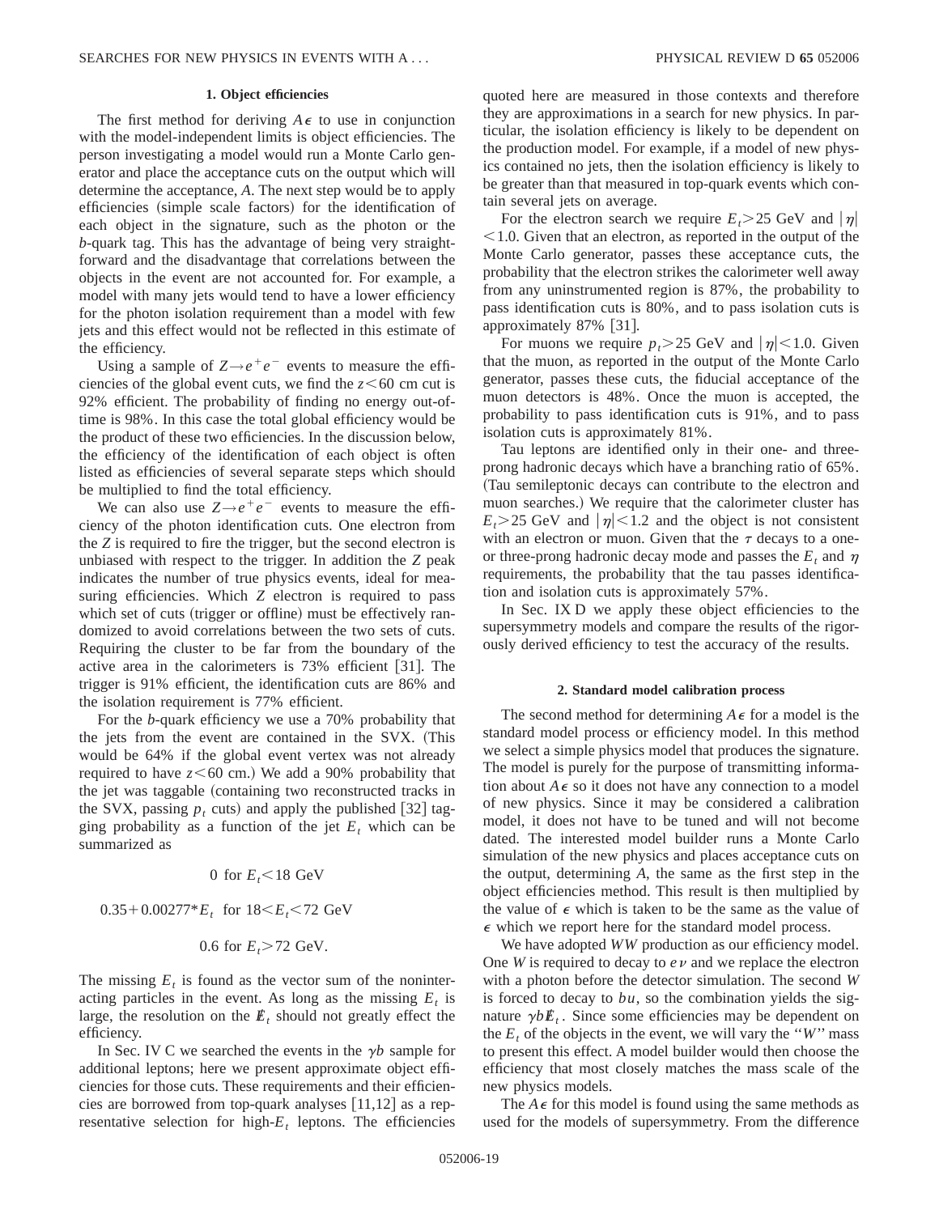### 1. Object efficiencies

The first method for deriving $A\epsilon$ to use in conjunction with the model-independent limits is object efficiencies. The person investigating a model would run a Monte Carlo generator and place the acceptance cuts on the output which will determine the acceptance, $A$. The next step would be to apply efficiencies (simple scale factors) for the identification of each object in the signature, such as the photon or the $b$-quark tag. This has the advantage of being very straightforward and the disadvantage that correlations between the objects in the event are not accounted for. For example, a model with many jets would tend to have a lower efficiency for the photon isolation requirement than a model with few jets and this effect would not be reflected in this estimate of the efficiency.

Using a sample of $Z \to e^+e^-$ events to measure the efficiencies of the global event cuts, we find the $z<60$ cm cut is 92% efficient. The probability of finding no energy out-of-time is 98%. In this case the total global efficiency would be the product of these two efficiencies. In the discussion below, the efficiency of the identification of each object is often listed as efficiencies of several separate steps which should be multiplied to find the total efficiency.

We can also use $Z \to e^+e^-$ events to measure the efficiency of the photon identification cuts. One electron from the $Z$ is required to fire the trigger, but the second electron is unbiased with respect to the trigger. In addition the $Z$ peak indicates the number of true physics events, ideal for measuring efficiencies. Which $Z$ electron is required to pass which set of cuts (trigger or offline) must be effectively randomized to avoid correlations between the two sets of cuts. Requiring the cluster to be far from the boundary of the active area in the calorimeters is 73% efficient [31]. The trigger is 91% efficient, the identification cuts are 86% and the isolation requirement is 77% efficient.

For the $b$-quark efficiency we use a 70% probability that the jets from the event are contained in the SVX. (This would be 64% if the global event vertex was not already required to have $z<60$ cm.) We add a 90% probability that the jet was taggable (containing two reconstructed tracks in the SVX, passing $p_t$ cuts) and apply the published [32] tagging probability as a function of the jet $E_t$ which can be summarized as

$$0 \text{ for } E_t < 18 \text{ GeV}$$

$$0.35 + 0.00277 * E_t \text{ for } 18 < E_t < 72 \text{ GeV}$$

$$0.6 \text{ for } E_t > 72 \text{ GeV}.$$

The missing $E_t$ is found as the vector sum of the noninteracting particles in the event. As long as the missing $E_t$ is large, the resolution on the $\not\!\!E_t$ should not greatly effect the efficiency.

In Sec. IV C we searched the events in the $\gamma b$ sample for additional leptons; here we present approximate object efficiencies for those cuts. These requirements and their efficiencies are borrowed from top-quark analyses [11,12] as a representative selection for high-$E_t$ leptons. The efficiencies quoted here are measured in those contexts and therefore they are approximations in a search for new physics. In particular, the isolation efficiency is likely to be dependent on the production model. For example, if a model of new physics contained no jets, then the isolation efficiency is likely to be greater than that measured in top-quark events which contain several jets on average.

For the electron search we require $E_t > 25$ GeV and $|\eta| < 1.0$. Given that an electron, as reported in the output of the Monte Carlo generator, passes these acceptance cuts, the probability that the electron strikes the calorimeter well away from any uninstrumented region is 87%, the probability to pass identification cuts is 80%, and to pass isolation cuts is approximately 87% [31].

For muons we require $p_t > 25$ GeV and $|\eta| < 1.0$. Given that the muon, as reported in the output of the Monte Carlo generator, passes these cuts, the fiducial acceptance of the muon detectors is 48%. Once the muon is accepted, the probability to pass identification cuts is 91%, and to pass isolation cuts is approximately 81%.

Tau leptons are identified only in their one- and three-prong hadronic decays which have a branching ratio of 65%. (Tau semileptonic decays can contribute to the electron and muon searches.) We require that the calorimeter cluster has $E_t > 25$ GeV and $|\eta| < 1.2$ and the object is not consistent with an electron or muon. Given that the $\tau$ decays to a one- or three-prong hadronic decay mode and passes the $E_t$ and $\eta$ requirements, the probability that the tau passes identification and isolation cuts is approximately 57%.

In Sec. IX D we apply these object efficiencies to the supersymmetry models and compare the results of the rigorously derived efficiency to test the accuracy of the results.

### 2. Standard model calibration process

The second method for determining $A\epsilon$ for a model is the standard model process or efficiency model. In this method we select a simple physics model that produces the signature. The model is purely for the purpose of transmitting information about $A\epsilon$ so it does not have any connection to a model of new physics. Since it may be considered a calibration model, it does not have to be tuned and will not become dated. The interested model builder runs a Monte Carlo simulation of the new physics and places acceptance cuts on the output, determining $A$, the same as the first step in the object efficiencies method. This result is then multiplied by the value of $\epsilon$ which is taken to be the same as the value of $\epsilon$ which we report here for the standard model process.

We have adopted $WW$ production as our efficiency model. One $W$ is required to decay to $e\nu$ and we replace the electron with a photon before the detector simulation. The second $W$ is forced to decay to $bu$, so the combination yields the signature $\gamma b \not\!\!E_t$. Since some efficiencies may be dependent on the $E_t$ of the objects in the event, we will vary the "$W$" mass to present this effect. A model builder would then choose the efficiency that most closely matches the mass scale of the new physics models.

The $A\epsilon$ for this model is found using the same methods as used for the models of supersymmetry. From the difference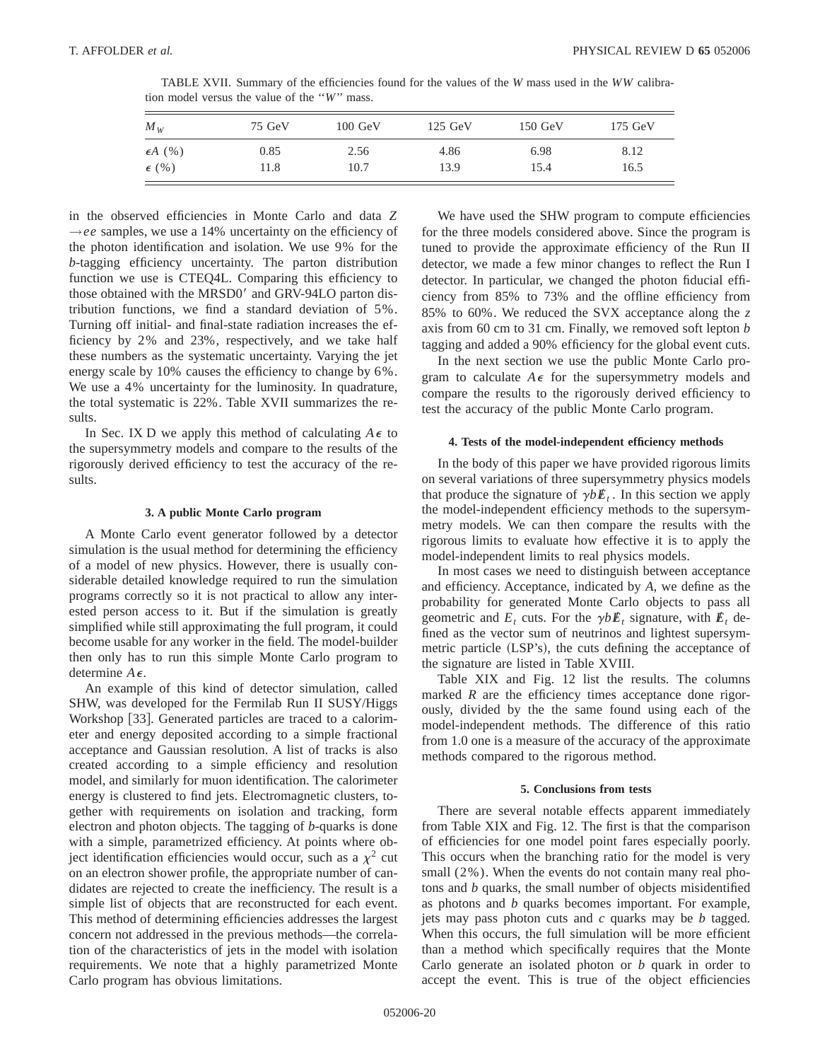TABLE XVII. Summary of the efficiencies found for the values of the $W$ mass used in the $WW$ calibration model versus the value of the "$W$" mass.

| $M_W$ | 75 GeV | 100 GeV | 125 GeV | 150 GeV | 175 GeV |
|---|---|---|---|---|---|
| $\epsilon A$ (%) | 0.85 | 2.56 | 4.86 | 6.98 | 8.12 |
| $\epsilon$ (%) | 11.8 | 10.7 | 13.9 | 15.4 | 16.5 |

in the observed efficiencies in Monte Carlo and data $Z \rightarrow ee$ samples, we use a 14% uncertainty on the efficiency of the photon identification and isolation. We use 9% for the $b$-tagging efficiency uncertainty. The parton distribution function we use is CTEQ4L. Comparing this efficiency to those obtained with the MRSD0′ and GRV-94LO parton distribution functions, we find a standard deviation of 5%. Turning off initial- and final-state radiation increases the efficiency by 2% and 23%, respectively, and we take half these numbers as the systematic uncertainty. Varying the jet energy scale by 10% causes the efficiency to change by 6%. We use a 4% uncertainty for the luminosity. In quadrature, the total systematic is 22%. Table XVII summarizes the results.

In Sec. IX D we apply this method of calculating $A\epsilon$ to the supersymmetry models and compare to the results of the rigorously derived efficiency to test the accuracy of the results.

### 3. A public Monte Carlo program

A Monte Carlo event generator followed by a detector simulation is the usual method for determining the efficiency of a model of new physics. However, there is usually considerable detailed knowledge required to run the simulation programs correctly so it is not practical to allow any interested person access to it. But if the simulation is greatly simplified while still approximating the full program, it could become usable for any worker in the field. The model-builder then only has to run this simple Monte Carlo program to determine $A\epsilon$.

An example of this kind of detector simulation, called SHW, was developed for the Fermilab Run II SUSY/Higgs Workshop [33]. Generated particles are traced to a calorimeter and energy deposited according to a simple fractional acceptance and Gaussian resolution. A list of tracks is also created according to a simple efficiency and resolution model, and similarly for muon identification. The calorimeter energy is clustered to find jets. Electromagnetic clusters, together with requirements on isolation and tracking, form electron and photon objects. The tagging of $b$-quarks is done with a simple, parametrized efficiency. At points where object identification efficiencies would occur, such as a $\chi^2$ cut on an electron shower profile, the appropriate number of candidates are rejected to create the inefficiency. The result is a simple list of objects that are reconstructed for each event. This method of determining efficiencies addresses the largest concern not addressed in the previous methods—the correlation of the characteristics of jets in the model with isolation requirements. We note that a highly parametrized Monte Carlo program has obvious limitations.

We have used the SHW program to compute efficiencies for the three models considered above. Since the program is tuned to provide the approximate efficiency of the Run II detector, we made a few minor changes to reflect the Run I detector. In particular, we changed the photon fiducial efficiency from 85% to 73% and the offline efficiency from 85% to 60%. We reduced the SVX acceptance along the $z$ axis from 60 cm to 31 cm. Finally, we removed soft lepton $b$ tagging and added a 90% efficiency for the global event cuts.

In the next section we use the public Monte Carlo program to calculate $A\epsilon$ for the supersymmetry models and compare the results to the rigorously derived efficiency to test the accuracy of the public Monte Carlo program.

### 4. Tests of the model-independent efficiency methods

In the body of this paper we have provided rigorous limits on several variations of three supersymmetry physics models that produce the signature of $\gamma b \not\!\!E_t$. In this section we apply the model-independent efficiency methods to the supersymmetry models. We can then compare the results with the rigorous limits to evaluate how effective it is to apply the model-independent limits to real physics models.

In most cases we need to distinguish between acceptance and efficiency. Acceptance, indicated by $A$, we define as the probability for generated Monte Carlo objects to pass all geometric and $E_t$ cuts. For the $\gamma b \not\!\!E_t$ signature, with $\not\!\!E_t$ defined as the vector sum of neutrinos and lightest supersymmetric particle (LSP's), the cuts defining the acceptance of the signature are listed in Table XVIII.

Table XIX and Fig. 12 list the results. The columns marked $R$ are the efficiency times acceptance done rigorously, divided by the the same found using each of the model-independent methods. The difference of this ratio from 1.0 one is a measure of the accuracy of the approximate methods compared to the rigorous method.

### 5. Conclusions from tests

There are several notable effects apparent immediately from Table XIX and Fig. 12. The first is that the comparison of efficiencies for one model point fares especially poorly. This occurs when the branching ratio for the model is very small (2%). When the events do not contain many real photons and $b$ quarks, the small number of objects misidentified as photons and $b$ quarks becomes important. For example, jets may pass photon cuts and $c$ quarks may be $b$ tagged. When this occurs, the full simulation will be more efficient than a method which specifically requires that the Monte Carlo generate an isolated photon or $b$ quark in order to accept the event. This is true of the object efficiencies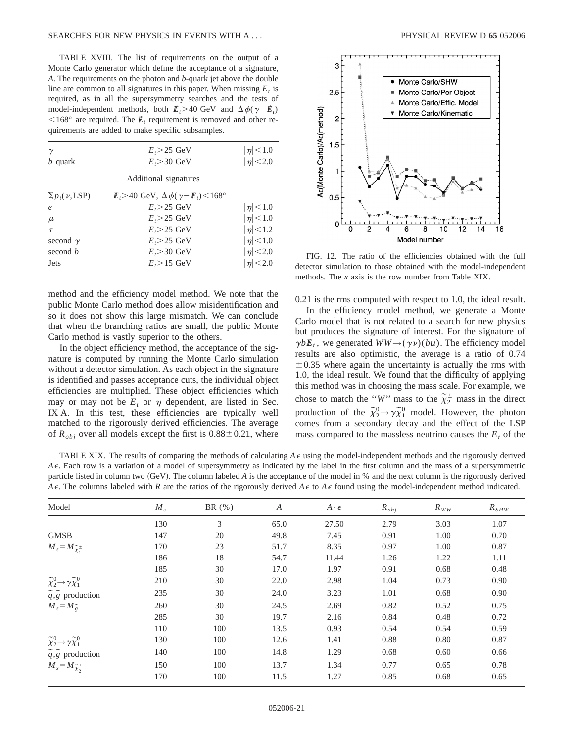TABLE XVIII. The list of requirements on the output of a Monte Carlo generator which define the acceptance of a signature, $A$. The requirements on the photon and $b$-quark jet above the double line are common to all signatures in this paper. When missing $E_t$ is required, as in all the supersymmetry searches and the tests of model-independent methods, both $\not{E}_t > 40$ GeV and $\Delta\phi(\gamma - \not{E}_t) < 168°$ are required. The $\not{E}_t$ requirement is removed and other requirements are added to make specific subsamples.

| | | |
|---|---|---|
| $\gamma$ | $E_t > 25$ GeV | $\lvert\eta\rvert < 1.0$ |
| $b$ quark | $E_t > 30$ GeV | $\lvert\eta\rvert < 2.0$ |
| | Additional signatures | |
| $\Sigma p_t(\nu,\text{LSP})$ | $\not{E}_t > 40$ GeV, $\Delta\phi(\gamma - \not{E}_t) < 168°$ | |
| $e$ | $E_t > 25$ GeV | $\lvert\eta\rvert < 1.0$ |
| $\mu$ | $E_t > 25$ GeV | $\lvert\eta\rvert < 1.0$ |
| $\tau$ | $E_t > 25$ GeV | $\lvert\eta\rvert < 1.2$ |
| second $\gamma$ | $E_t > 25$ GeV | $\lvert\eta\rvert < 1.0$ |
| second $b$ | $E_t > 30$ GeV | $\lvert\eta\rvert < 2.0$ |
| Jets | $E_t > 15$ GeV | $\lvert\eta\rvert < 2.0$ |

method and the efficiency model method. We note that the public Monte Carlo method does allow misidentification and so it does not show this large mismatch. We can conclude that when the branching ratios are small, the public Monte Carlo method is vastly superior to the others.

In the object efficiency method, the acceptance of the signature is computed by running the Monte Carlo simulation without a detector simulation. As each object in the signature is identified and passes acceptance cuts, the individual object efficiencies are multiplied. These object efficiencies which may or may not be $E_t$ or $\eta$ dependent, are listed in Sec. IX A. In this test, these efficiencies are typically well matched to the rigorously derived efficiencies. The average of $R_{obj}$ over all models except the first is $0.88 \pm 0.21$, where 0.21 is the rms computed with respect to 1.0, the ideal result.

FIG. 12. The ratio of the efficiencies obtained with the full detector simulation to those obtained with the model-independent methods. The $x$ axis is the row number from Table XIX.

In the efficiency model method, we generate a Monte Carlo model that is not related to a search for new physics but produces the signature of interest. For the signature of $\gamma b \not{E}_t$, we generated $WW \rightarrow (\gamma\nu)(bu)$. The efficiency model results are also optimistic, the average is a ratio of 0.74 $\pm 0.35$ where again the uncertainty is actually the rms with 1.0, the ideal result. We found that the difficulty of applying this method was in choosing the mass scale. For example, we chose to match the "$W$" mass to the $\tilde{\chi}_2^{\pm}$ mass in the direct production of the $\tilde{\chi}_2^0 \rightarrow \gamma\tilde{\chi}_1^0$ model. However, the photon comes from a secondary decay and the effect of the LSP mass compared to the massless neutrino causes the $E_t$ of the

TABLE XIX. The results of comparing the methods of calculating $A\epsilon$ using the model-independent methods and the rigorously derived $A\epsilon$. Each row is a variation of a model of supersymmetry as indicated by the label in the first column and the mass of a supersymmetric particle listed in column two (GeV). The column labeled $A$ is the acceptance of the model in % and the next column is the rigorously derived $A\epsilon$. The columns labeled with $R$ are the ratios of the rigorously derived $A\epsilon$ to $A\epsilon$ found using the model-independent method indicated.

| Model | $M_s$ | BR (%) | $A$ | $A\cdot\epsilon$ | $R_{obj}$ | $R_{WW}$ | $R_{SHW}$ |
|---|---|---|---|---|---|---|---|
| | 130 | 3 | 65.0 | 27.50 | 2.79 | 3.03 | 1.07 |
| GMSB | 147 | 20 | 49.8 | 7.45 | 0.91 | 1.00 | 0.70 |
| $M_s = M_{\tilde{\chi}_1^{\pm}}$ | 170 | 23 | 51.7 | 8.35 | 0.97 | 1.00 | 0.87 |
| | 186 | 18 | 54.7 | 11.44 | 1.26 | 1.22 | 1.11 |
| | 185 | 30 | 17.0 | 1.97 | 0.91 | 0.68 | 0.48 |
| $\tilde{\chi}_2^0 \rightarrow \gamma\tilde{\chi}_1^0$ | 210 | 30 | 22.0 | 2.98 | 1.04 | 0.73 | 0.90 |
| $\tilde{q},\tilde{g}$ production | 235 | 30 | 24.0 | 3.23 | 1.01 | 0.68 | 0.90 |
| $M_s = M_{\tilde{g}}$ | 260 | 30 | 24.5 | 2.69 | 0.82 | 0.52 | 0.75 |
| | 285 | 30 | 19.7 | 2.16 | 0.84 | 0.48 | 0.72 |
| | 110 | 100 | 13.5 | 0.93 | 0.54 | 0.54 | 0.59 |
| $\tilde{\chi}_2^0 \rightarrow \gamma\tilde{\chi}_1^0$ | 130 | 100 | 12.6 | 1.41 | 0.88 | 0.80 | 0.87 |
| $\tilde{q},\tilde{g}$ production | 140 | 100 | 14.8 | 1.29 | 0.68 | 0.60 | 0.66 |
| $M_s = M_{\tilde{\chi}_2^{\pm}}$ | 150 | 100 | 13.7 | 1.34 | 0.77 | 0.65 | 0.78 |
| | 170 | 100 | 11.5 | 1.27 | 0.85 | 0.68 | 0.65 |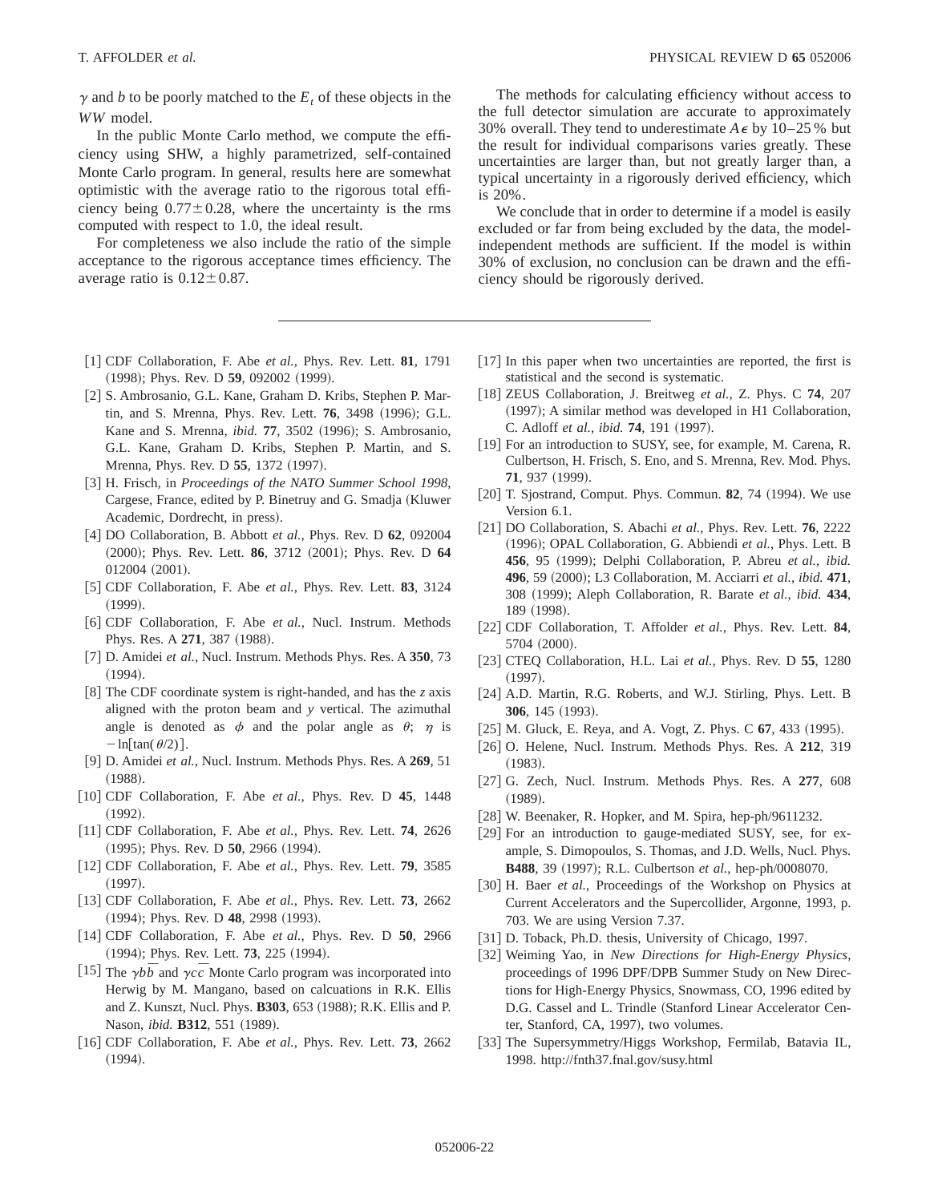$\gamma$ and $b$ to be poorly matched to the $E_t$ of these objects in the $WW$ model.

In the public Monte Carlo method, we compute the efficiency using SHW, a highly parametrized, self-contained Monte Carlo program. In general, results here are somewhat optimistic with the average ratio to the rigorous total efficiency being $0.77\pm0.28$, where the uncertainty is the rms computed with respect to 1.0, the ideal result.

For completeness we also include the ratio of the simple acceptance to the rigorous acceptance times efficiency. The average ratio is $0.12\pm0.87$.

The methods for calculating efficiency without access to the full detector simulation are accurate to approximately 30% overall. They tend to underestimate $A\epsilon$ by 10–25% but the result for individual comparisons varies greatly. These uncertainties are larger than, but not greatly larger than, a typical uncertainty in a rigorously derived efficiency, which is 20%.

We conclude that in order to determine if a model is easily excluded or far from being excluded by the data, the model-independent methods are sufficient. If the model is within 30% of exclusion, no conclusion can be drawn and the efficiency should be rigorously derived.

---

[1] CDF Collaboration, F. Abe *et al.*, Phys. Rev. Lett. **81**, 1791 (1998); Phys. Rev. D **59**, 092002 (1999).

[2] S. Ambrosanio, G.L. Kane, Graham D. Kribs, Stephen P. Martin, and S. Mrenna, Phys. Rev. Lett. **76**, 3498 (1996); G.L. Kane and S. Mrenna, *ibid.* **77**, 3502 (1996); S. Ambrosanio, G.L. Kane, Graham D. Kribs, Stephen P. Martin, and S. Mrenna, Phys. Rev. D **55**, 1372 (1997).

[3] H. Frisch, in *Proceedings of the NATO Summer School 1998*, Cargese, France, edited by P. Binetruy and G. Smadja (Kluwer Academic, Dordrecht, in press).

[4] DO Collaboration, B. Abbott *et al.*, Phys. Rev. D **62**, 092004 (2000); Phys. Rev. Lett. **86**, 3712 (2001); Phys. Rev. D **64** 012004 (2001).

[5] CDF Collaboration, F. Abe *et al.*, Phys. Rev. Lett. **83**, 3124 (1999).

[6] CDF Collaboration, F. Abe *et al.*, Nucl. Instrum. Methods Phys. Res. A **271**, 387 (1988).

[7] D. Amidei *et al.*, Nucl. Instrum. Methods Phys. Res. A **350**, 73 (1994).

[8] The CDF coordinate system is right-handed, and has the $z$ axis aligned with the proton beam and $y$ vertical. The azimuthal angle is denoted as $\phi$ and the polar angle as $\theta$; $\eta$ is $-\ln[\tan(\theta/2)]$.

[9] D. Amidei *et al.*, Nucl. Instrum. Methods Phys. Res. A **269**, 51 (1988).

[10] CDF Collaboration, F. Abe *et al.*, Phys. Rev. D **45**, 1448 (1992).

[11] CDF Collaboration, F. Abe *et al.*, Phys. Rev. Lett. **74**, 2626 (1995); Phys. Rev. D **50**, 2966 (1994).

[12] CDF Collaboration, F. Abe *et al.*, Phys. Rev. Lett. **79**, 3585 (1997).

[13] CDF Collaboration, F. Abe *et al.*, Phys. Rev. Lett. **73**, 2662 (1994); Phys. Rev. D **48**, 2998 (1993).

[14] CDF Collaboration, F. Abe *et al.*, Phys. Rev. D **50**, 2966 (1994); Phys. Rev. Lett. **73**, 225 (1994).

[15] The $\gamma b\bar{b}$ and $\gamma c\bar{c}$ Monte Carlo program was incorporated into Herwig by M. Mangano, based on calcuations in R.K. Ellis and Z. Kunszt, Nucl. Phys. **B303**, 653 (1988); R.K. Ellis and P. Nason, *ibid.* **B312**, 551 (1989).

[16] CDF Collaboration, F. Abe *et al.*, Phys. Rev. Lett. **73**, 2662 (1994).

[17] In this paper when two uncertainties are reported, the first is statistical and the second is systematic.

[18] ZEUS Collaboration, J. Breitweg *et al.*, Z. Phys. C **74**, 207 (1997); A similar method was developed in H1 Collaboration, C. Adloff *et al.*, *ibid.* **74**, 191 (1997).

[19] For an introduction to SUSY, see, for example, M. Carena, R. Culbertson, H. Frisch, S. Eno, and S. Mrenna, Rev. Mod. Phys. **71**, 937 (1999).

[20] T. Sjostrand, Comput. Phys. Commun. **82**, 74 (1994). We use Version 6.1.

[21] DO Collaboration, S. Abachi *et al.*, Phys. Rev. Lett. **76**, 2222 (1996); OPAL Collaboration, G. Abbiendi *et al.*, Phys. Lett. B **456**, 95 (1999); Delphi Collaboration, P. Abreu *et al.*, *ibid.* **496**, 59 (2000); L3 Collaboration, M. Acciarri *et al.*, *ibid.* **471**, 308 (1999); Aleph Collaboration, R. Barate *et al.*, *ibid.* **434**, 189 (1998).

[22] CDF Collaboration, T. Affolder *et al.*, Phys. Rev. Lett. **84**, 5704 (2000).

[23] CTEQ Collaboration, H.L. Lai *et al.*, Phys. Rev. D **55**, 1280 (1997).

[24] A.D. Martin, R.G. Roberts, and W.J. Stirling, Phys. Lett. B **306**, 145 (1993).

[25] M. Gluck, E. Reya, and A. Vogt, Z. Phys. C **67**, 433 (1995).

[26] O. Helene, Nucl. Instrum. Methods Phys. Res. A **212**, 319 (1983).

[27] G. Zech, Nucl. Instrum. Methods Phys. Res. A **277**, 608 (1989).

[28] W. Beenaker, R. Hopker, and M. Spira, hep-ph/9611232.

[29] For an introduction to gauge-mediated SUSY, see, for example, S. Dimopoulos, S. Thomas, and J.D. Wells, Nucl. Phys. **B488**, 39 (1997); R.L. Culbertson *et al.*, hep-ph/0008070.

[30] H. Baer *et al.*, Proceedings of the Workshop on Physics at Current Accelerators and the Supercollider, Argonne, 1993, p. 703. We are using Version 7.37.

[31] D. Toback, Ph.D. thesis, University of Chicago, 1997.

[32] Weiming Yao, in *New Directions for High-Energy Physics*, proceedings of 1996 DPF/DPB Summer Study on New Directions for High-Energy Physics, Snowmass, CO, 1996 edited by D.G. Cassel and L. Trindle (Stanford Linear Accelerator Center, Stanford, CA, 1997), two volumes.

[33] The Supersymmetry/Higgs Workshop, Fermilab, Batavia IL, 1998. http://fnth37.fnal.gov/susy.html